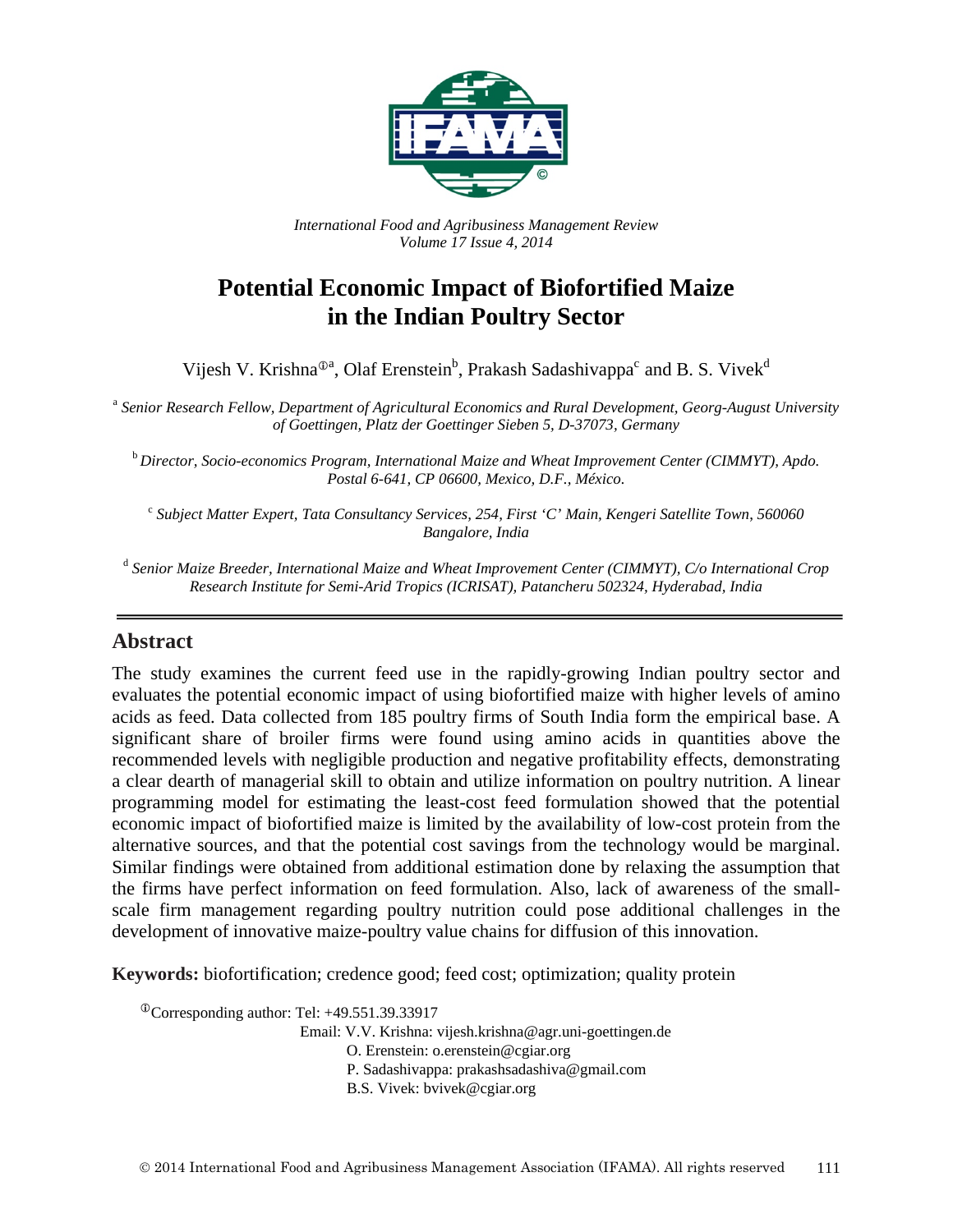International Food and Agribusiness Management Review
Volume 17 Issue 4, 2014

# Potential Economic Impact of Biofortified Maize in the Indian Poultry Sector

Vijesh V. Krishna[①a], Olaf Erenstein[b], Prakash Sadashivappa[c] and B. S. Vivek[d]

[a] *Senior Research Fellow, Department of Agricultural Economics and Rural Development, Georg-August University of Goettingen, Platz der Goettinger Sieben 5, D-37073, Germany*

[b] *Director, Socio-economics Program, International Maize and Wheat Improvement Center (CIMMYT), Apdo. Postal 6-641, CP 06600, Mexico, D.F., México.*

[c] *Subject Matter Expert, Tata Consultancy Services, 254, First 'C' Main, Kengeri Satellite Town, 560060 Bangalore, India*

[d] *Senior Maize Breeder, International Maize and Wheat Improvement Center (CIMMYT), C/o International Crop Research Institute for Semi-Arid Tropics (ICRISAT), Patancheru 502324, Hyderabad, India*

## Abstract

The study examines the current feed use in the rapidly-growing Indian poultry sector and evaluates the potential economic impact of using biofortified maize with higher levels of amino acids as feed. Data collected from 185 poultry firms of South India form the empirical base. A significant share of broiler firms were found using amino acids in quantities above the recommended levels with negligible production and negative profitability effects, demonstrating a clear dearth of managerial skill to obtain and utilize information on poultry nutrition. A linear programming model for estimating the least-cost feed formulation showed that the potential economic impact of biofortified maize is limited by the availability of low-cost protein from the alternative sources, and that the potential cost savings from the technology would be marginal. Similar findings were obtained from additional estimation done by relaxing the assumption that the firms have perfect information on feed formulation. Also, lack of awareness of the small-scale firm management regarding poultry nutrition could pose additional challenges in the development of innovative maize-poultry value chains for diffusion of this innovation.

**Keywords:** biofortification; credence good; feed cost; optimization; quality protein

[①] Corresponding author: Tel: +49.551.39.33917
Email: V.V. Krishna: vijesh.krishna@agr.uni-goettingen.de
O. Erenstein: o.erenstein@cgiar.org
P. Sadashivappa: prakashsadashiva@gmail.com
B.S. Vivek: bvivek@cgiar.org

© 2014 International Food and Agribusiness Management Association (IFAMA). All rights reserved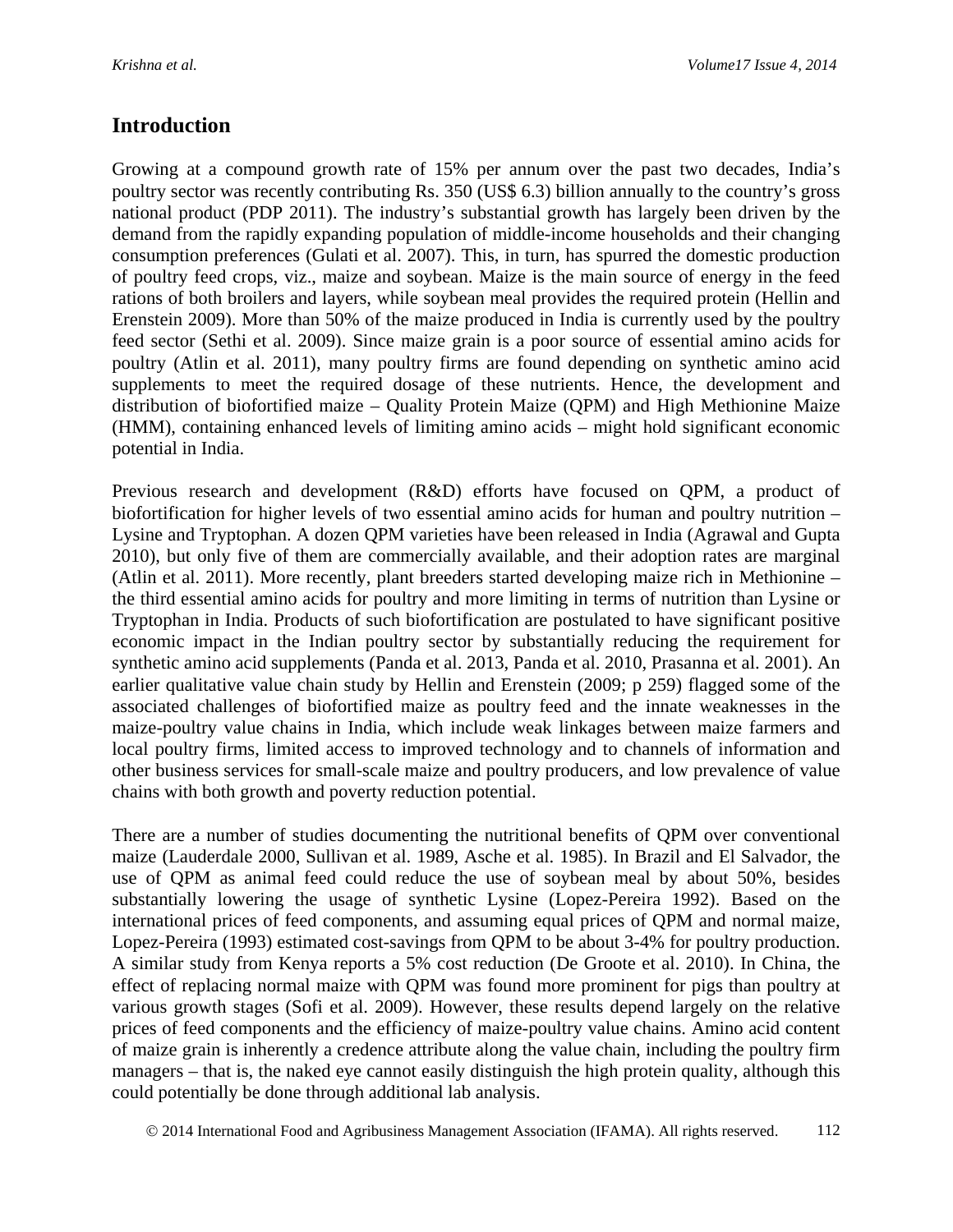## Introduction

Growing at a compound growth rate of 15% per annum over the past two decades, India's poultry sector was recently contributing Rs. 350 (US$ 6.3) billion annually to the country's gross national product (PDP 2011). The industry's substantial growth has largely been driven by the demand from the rapidly expanding population of middle-income households and their changing consumption preferences (Gulati et al. 2007). This, in turn, has spurred the domestic production of poultry feed crops, viz., maize and soybean. Maize is the main source of energy in the feed rations of both broilers and layers, while soybean meal provides the required protein (Hellin and Erenstein 2009). More than 50% of the maize produced in India is currently used by the poultry feed sector (Sethi et al. 2009). Since maize grain is a poor source of essential amino acids for poultry (Atlin et al. 2011), many poultry firms are found depending on synthetic amino acid supplements to meet the required dosage of these nutrients. Hence, the development and distribution of biofortified maize – Quality Protein Maize (QPM) and High Methionine Maize (HMM), containing enhanced levels of limiting amino acids – might hold significant economic potential in India.

Previous research and development (R&D) efforts have focused on QPM, a product of biofortification for higher levels of two essential amino acids for human and poultry nutrition – Lysine and Tryptophan. A dozen QPM varieties have been released in India (Agrawal and Gupta 2010), but only five of them are commercially available, and their adoption rates are marginal (Atlin et al. 2011). More recently, plant breeders started developing maize rich in Methionine – the third essential amino acids for poultry and more limiting in terms of nutrition than Lysine or Tryptophan in India. Products of such biofortification are postulated to have significant positive economic impact in the Indian poultry sector by substantially reducing the requirement for synthetic amino acid supplements (Panda et al. 2013, Panda et al. 2010, Prasanna et al. 2001). An earlier qualitative value chain study by Hellin and Erenstein (2009; p 259) flagged some of the associated challenges of biofortified maize as poultry feed and the innate weaknesses in the maize-poultry value chains in India, which include weak linkages between maize farmers and local poultry firms, limited access to improved technology and to channels of information and other business services for small-scale maize and poultry producers, and low prevalence of value chains with both growth and poverty reduction potential.

There are a number of studies documenting the nutritional benefits of QPM over conventional maize (Lauderdale 2000, Sullivan et al. 1989, Asche et al. 1985). In Brazil and El Salvador, the use of QPM as animal feed could reduce the use of soybean meal by about 50%, besides substantially lowering the usage of synthetic Lysine (Lopez-Pereira 1992). Based on the international prices of feed components, and assuming equal prices of QPM and normal maize, Lopez-Pereira (1993) estimated cost-savings from QPM to be about 3-4% for poultry production. A similar study from Kenya reports a 5% cost reduction (De Groote et al. 2010). In China, the effect of replacing normal maize with QPM was found more prominent for pigs than poultry at various growth stages (Sofi et al. 2009). However, these results depend largely on the relative prices of feed components and the efficiency of maize-poultry value chains. Amino acid content of maize grain is inherently a credence attribute along the value chain, including the poultry firm managers – that is, the naked eye cannot easily distinguish the high protein quality, although this could potentially be done through additional lab analysis.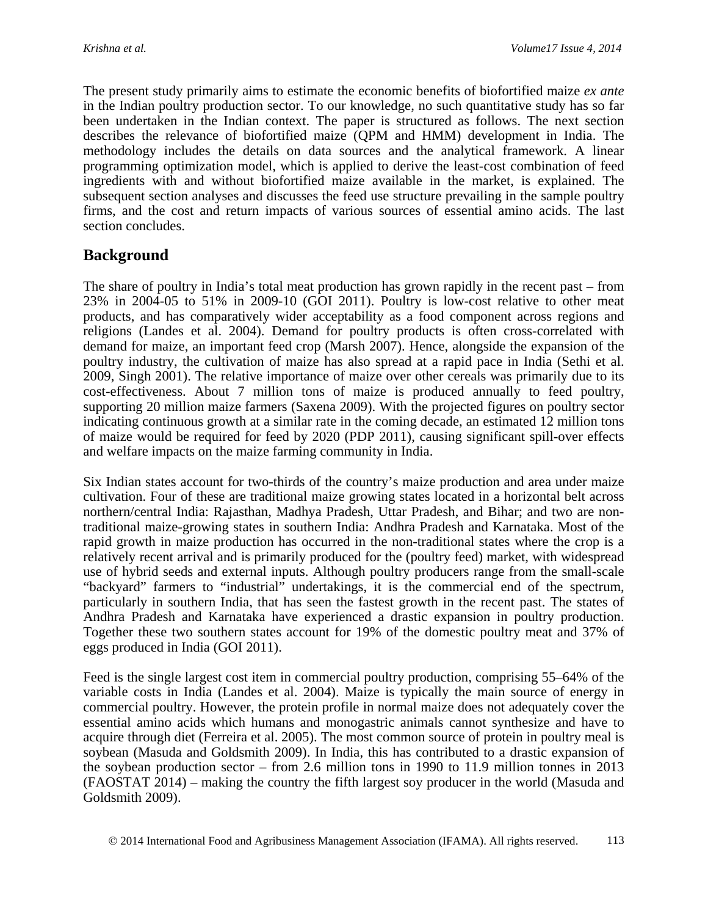The present study primarily aims to estimate the economic benefits of biofortified maize *ex ante* in the Indian poultry production sector. To our knowledge, no such quantitative study has so far been undertaken in the Indian context. The paper is structured as follows. The next section describes the relevance of biofortified maize (QPM and HMM) development in India. The methodology includes the details on data sources and the analytical framework. A linear programming optimization model, which is applied to derive the least-cost combination of feed ingredients with and without biofortified maize available in the market, is explained. The subsequent section analyses and discusses the feed use structure prevailing in the sample poultry firms, and the cost and return impacts of various sources of essential amino acids. The last section concludes.

## Background

The share of poultry in India's total meat production has grown rapidly in the recent past – from 23% in 2004-05 to 51% in 2009-10 (GOI 2011). Poultry is low-cost relative to other meat products, and has comparatively wider acceptability as a food component across regions and religions (Landes et al. 2004). Demand for poultry products is often cross-correlated with demand for maize, an important feed crop (Marsh 2007). Hence, alongside the expansion of the poultry industry, the cultivation of maize has also spread at a rapid pace in India (Sethi et al. 2009, Singh 2001). The relative importance of maize over other cereals was primarily due to its cost-effectiveness. About 7 million tons of maize is produced annually to feed poultry, supporting 20 million maize farmers (Saxena 2009). With the projected figures on poultry sector indicating continuous growth at a similar rate in the coming decade, an estimated 12 million tons of maize would be required for feed by 2020 (PDP 2011), causing significant spill-over effects and welfare impacts on the maize farming community in India.

Six Indian states account for two-thirds of the country's maize production and area under maize cultivation. Four of these are traditional maize growing states located in a horizontal belt across northern/central India: Rajasthan, Madhya Pradesh, Uttar Pradesh, and Bihar; and two are non-traditional maize-growing states in southern India: Andhra Pradesh and Karnataka. Most of the rapid growth in maize production has occurred in the non-traditional states where the crop is a relatively recent arrival and is primarily produced for the (poultry feed) market, with widespread use of hybrid seeds and external inputs. Although poultry producers range from the small-scale "backyard" farmers to "industrial" undertakings, it is the commercial end of the spectrum, particularly in southern India, that has seen the fastest growth in the recent past. The states of Andhra Pradesh and Karnataka have experienced a drastic expansion in poultry production. Together these two southern states account for 19% of the domestic poultry meat and 37% of eggs produced in India (GOI 2011).

Feed is the single largest cost item in commercial poultry production, comprising 55–64% of the variable costs in India (Landes et al. 2004). Maize is typically the main source of energy in commercial poultry. However, the protein profile in normal maize does not adequately cover the essential amino acids which humans and monogastric animals cannot synthesize and have to acquire through diet (Ferreira et al. 2005). The most common source of protein in poultry meal is soybean (Masuda and Goldsmith 2009). In India, this has contributed to a drastic expansion of the soybean production sector – from 2.6 million tons in 1990 to 11.9 million tonnes in 2013 (FAOSTAT 2014) – making the country the fifth largest soy producer in the world (Masuda and Goldsmith 2009).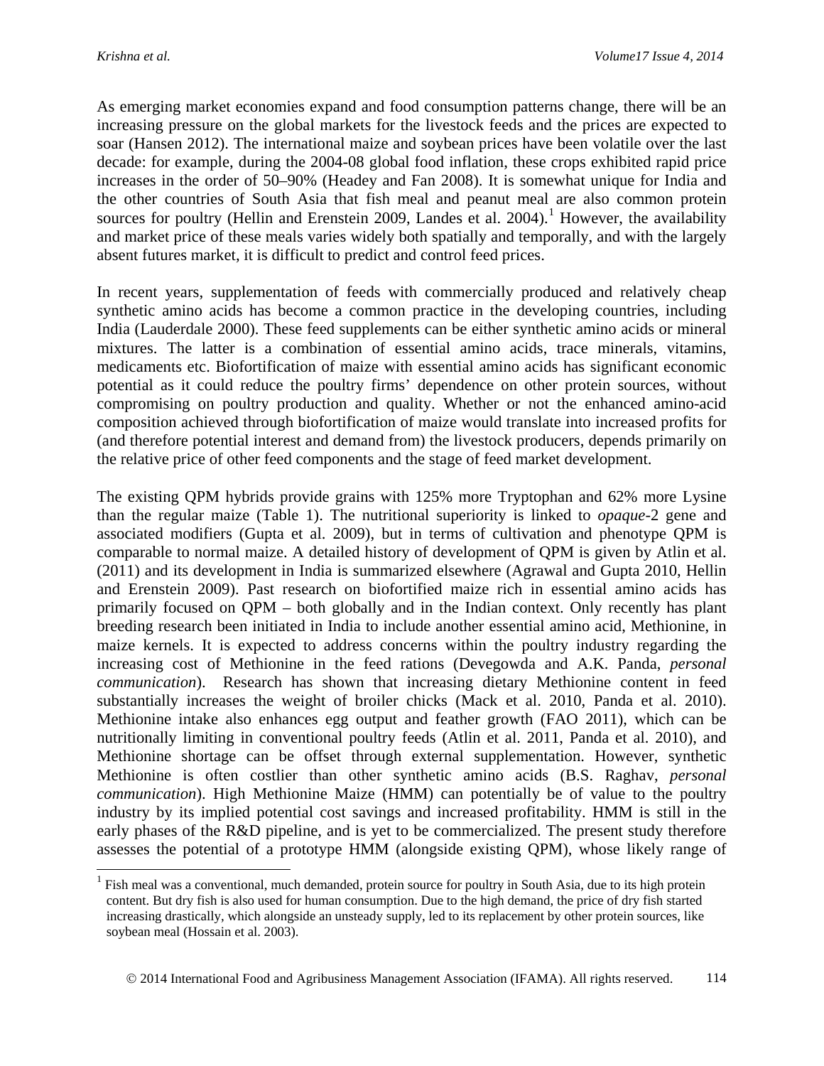As emerging market economies expand and food consumption patterns change, there will be an increasing pressure on the global markets for the livestock feeds and the prices are expected to soar (Hansen 2012). The international maize and soybean prices have been volatile over the last decade: for example, during the 2004-08 global food inflation, these crops exhibited rapid price increases in the order of 50–90% (Headey and Fan 2008). It is somewhat unique for India and the other countries of South Asia that fish meal and peanut meal are also common protein sources for poultry (Hellin and Erenstein 2009, Landes et al. 2004).[1] However, the availability and market price of these meals varies widely both spatially and temporally, and with the largely absent futures market, it is difficult to predict and control feed prices.

In recent years, supplementation of feeds with commercially produced and relatively cheap synthetic amino acids has become a common practice in the developing countries, including India (Lauderdale 2000). These feed supplements can be either synthetic amino acids or mineral mixtures. The latter is a combination of essential amino acids, trace minerals, vitamins, medicaments etc. Biofortification of maize with essential amino acids has significant economic potential as it could reduce the poultry firms' dependence on other protein sources, without compromising on poultry production and quality. Whether or not the enhanced amino-acid composition achieved through biofortification of maize would translate into increased profits for (and therefore potential interest and demand from) the livestock producers, depends primarily on the relative price of other feed components and the stage of feed market development.

The existing QPM hybrids provide grains with 125% more Tryptophan and 62% more Lysine than the regular maize (Table 1). The nutritional superiority is linked to *opaque*-2 gene and associated modifiers (Gupta et al. 2009), but in terms of cultivation and phenotype QPM is comparable to normal maize. A detailed history of development of QPM is given by Atlin et al. (2011) and its development in India is summarized elsewhere (Agrawal and Gupta 2010, Hellin and Erenstein 2009). Past research on biofortified maize rich in essential amino acids has primarily focused on QPM – both globally and in the Indian context. Only recently has plant breeding research been initiated in India to include another essential amino acid, Methionine, in maize kernels. It is expected to address concerns within the poultry industry regarding the increasing cost of Methionine in the feed rations (Devegowda and A.K. Panda, *personal communication*). Research has shown that increasing dietary Methionine content in feed substantially increases the weight of broiler chicks (Mack et al. 2010, Panda et al. 2010). Methionine intake also enhances egg output and feather growth (FAO 2011), which can be nutritionally limiting in conventional poultry feeds (Atlin et al. 2011, Panda et al. 2010), and Methionine shortage can be offset through external supplementation. However, synthetic Methionine is often costlier than other synthetic amino acids (B.S. Raghav, *personal communication*). High Methionine Maize (HMM) can potentially be of value to the poultry industry by its implied potential cost savings and increased profitability. HMM is still in the early phases of the R&D pipeline, and is yet to be commercialized. The present study therefore assesses the potential of a prototype HMM (alongside existing QPM), whose likely range of

[1] Fish meal was a conventional, much demanded, protein source for poultry in South Asia, due to its high protein content. But dry fish is also used for human consumption. Due to the high demand, the price of dry fish started increasing drastically, which alongside an unsteady supply, led to its replacement by other protein sources, like soybean meal (Hossain et al. 2003).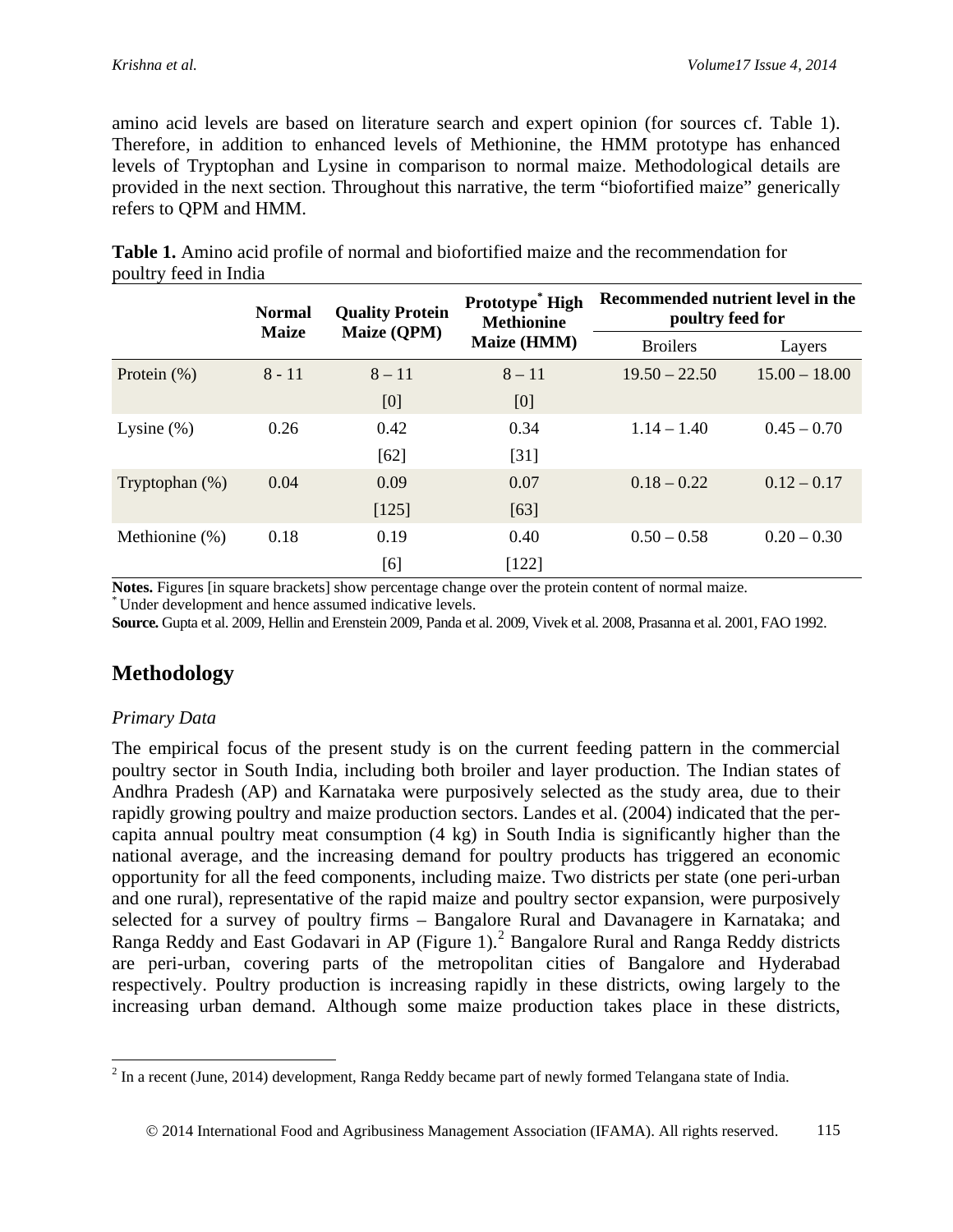amino acid levels are based on literature search and expert opinion (for sources cf. Table 1). Therefore, in addition to enhanced levels of Methionine, the HMM prototype has enhanced levels of Tryptophan and Lysine in comparison to normal maize. Methodological details are provided in the next section. Throughout this narrative, the term "biofortified maize" generically refers to QPM and HMM.

**Table 1.** Amino acid profile of normal and biofortified maize and the recommendation for poultry feed in India

| | Normal Maize | Quality Protein Maize (QPM) | Prototype* High Methionine Maize (HMM) | Recommended nutrient level in the poultry feed for | |
|---|---|---|---|---|---|
| | | | | Broilers | Layers |
| Protein (%) | 8 - 11 | 8 – 11 [0] | 8 – 11 [0] | 19.50 – 22.50 | 15.00 – 18.00 |
| Lysine (%) | 0.26 | 0.42 [62] | 0.34 [31] | 1.14 – 1.40 | 0.45 – 0.70 |
| Tryptophan (%) | 0.04 | 0.09 [125] | 0.07 [63] | 0.18 – 0.22 | 0.12 – 0.17 |
| Methionine (%) | 0.18 | 0.19 [6] | 0.40 [122] | 0.50 – 0.58 | 0.20 – 0.30 |

**Notes.** Figures [in square brackets] show percentage change over the protein content of normal maize.
* Under development and hence assumed indicative levels.
**Source.** Gupta et al. 2009, Hellin and Erenstein 2009, Panda et al. 2009, Vivek et al. 2008, Prasanna et al. 2001, FAO 1992.

## Methodology

### *Primary Data*

The empirical focus of the present study is on the current feeding pattern in the commercial poultry sector in South India, including both broiler and layer production. The Indian states of Andhra Pradesh (AP) and Karnataka were purposively selected as the study area, due to their rapidly growing poultry and maize production sectors. Landes et al. (2004) indicated that the per-capita annual poultry meat consumption (4 kg) in South India is significantly higher than the national average, and the increasing demand for poultry products has triggered an economic opportunity for all the feed components, including maize. Two districts per state (one peri-urban and one rural), representative of the rapid maize and poultry sector expansion, were purposively selected for a survey of poultry firms – Bangalore Rural and Davanagere in Karnataka; and Ranga Reddy and East Godavari in AP (Figure 1).[2] Bangalore Rural and Ranga Reddy districts are peri-urban, covering parts of the metropolitan cities of Bangalore and Hyderabad respectively. Poultry production is increasing rapidly in these districts, owing largely to the increasing urban demand. Although some maize production takes place in these districts,

[2] In a recent (June, 2014) development, Ranga Reddy became part of newly formed Telangana state of India.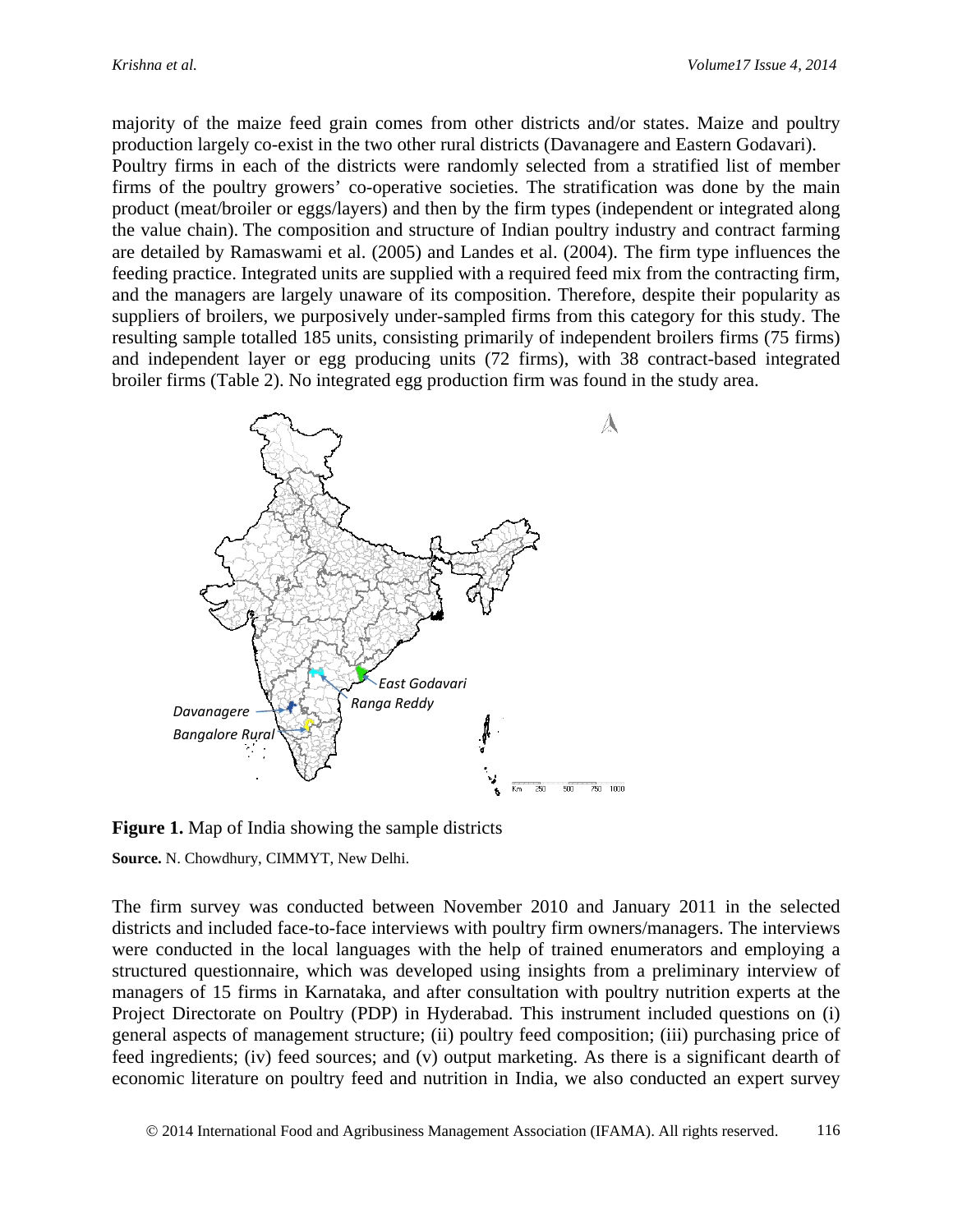majority of the maize feed grain comes from other districts and/or states. Maize and poultry production largely co-exist in the two other rural districts (Davanagere and Eastern Godavari).

Poultry firms in each of the districts were randomly selected from a stratified list of member firms of the poultry growers' co-operative societies. The stratification was done by the main product (meat/broiler or eggs/layers) and then by the firm types (independent or integrated along the value chain). The composition and structure of Indian poultry industry and contract farming are detailed by Ramaswami et al. (2005) and Landes et al. (2004). The firm type influences the feeding practice. Integrated units are supplied with a required feed mix from the contracting firm, and the managers are largely unaware of its composition. Therefore, despite their popularity as suppliers of broilers, we purposively under-sampled firms from this category for this study. The resulting sample totalled 185 units, consisting primarily of independent broilers firms (75 firms) and independent layer or egg producing units (72 firms), with 38 contract-based integrated broiler firms (Table 2). No integrated egg production firm was found in the study area.

**Figure 1.** Map of India showing the sample districts

**Source.** N. Chowdhury, CIMMYT, New Delhi.

The firm survey was conducted between November 2010 and January 2011 in the selected districts and included face-to-face interviews with poultry firm owners/managers. The interviews were conducted in the local languages with the help of trained enumerators and employing a structured questionnaire, which was developed using insights from a preliminary interview of managers of 15 firms in Karnataka, and after consultation with poultry nutrition experts at the Project Directorate on Poultry (PDP) in Hyderabad. This instrument included questions on (i) general aspects of management structure; (ii) poultry feed composition; (iii) purchasing price of feed ingredients; (iv) feed sources; and (v) output marketing. As there is a significant dearth of economic literature on poultry feed and nutrition in India, we also conducted an expert survey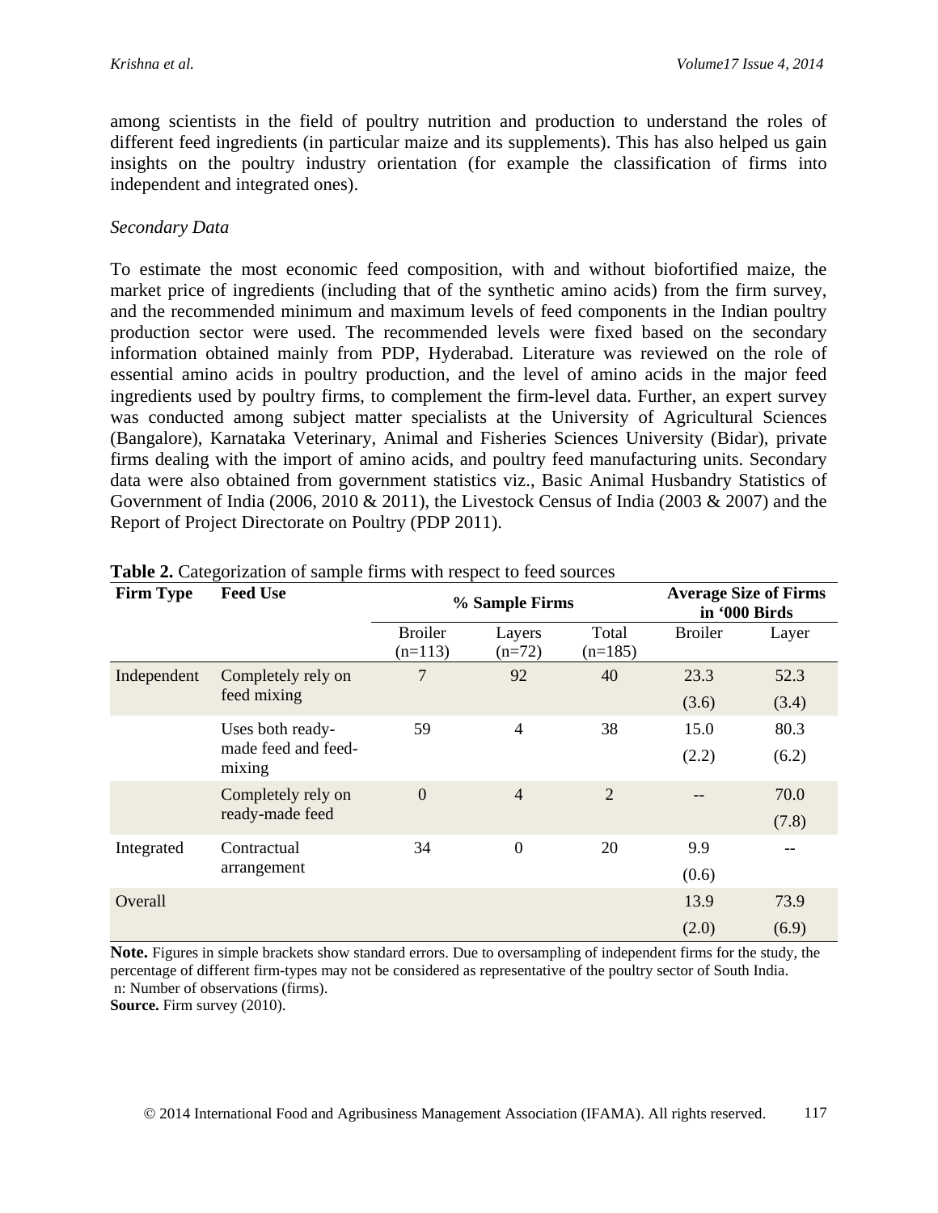among scientists in the field of poultry nutrition and production to understand the roles of different feed ingredients (in particular maize and its supplements). This has also helped us gain insights on the poultry industry orientation (for example the classification of firms into independent and integrated ones).

*Secondary Data*

To estimate the most economic feed composition, with and without biofortified maize, the market price of ingredients (including that of the synthetic amino acids) from the firm survey, and the recommended minimum and maximum levels of feed components in the Indian poultry production sector were used. The recommended levels were fixed based on the secondary information obtained mainly from PDP, Hyderabad. Literature was reviewed on the role of essential amino acids in poultry production, and the level of amino acids in the major feed ingredients used by poultry firms, to complement the firm-level data. Further, an expert survey was conducted among subject matter specialists at the University of Agricultural Sciences (Bangalore), Karnataka Veterinary, Animal and Fisheries Sciences University (Bidar), private firms dealing with the import of amino acids, and poultry feed manufacturing units. Secondary data were also obtained from government statistics viz., Basic Animal Husbandry Statistics of Government of India (2006, 2010 & 2011), the Livestock Census of India (2003 & 2007) and the Report of Project Directorate on Poultry (PDP 2011).

**Table 2.** Categorization of sample firms with respect to feed sources

| Firm Type | Feed Use | % Sample Firms | | | Average Size of Firms in '000 Birds | |
|---|---|---|---|---|---|---|
| | | Broiler (n=113) | Layers (n=72) | Total (n=185) | Broiler | Layer |
| Independent | Completely rely on feed mixing | 7 | 92 | 40 | 23.3 (3.6) | 52.3 (3.4) |
| | Uses both ready-made feed and feed-mixing | 59 | 4 | 38 | 15.0 (2.2) | 80.3 (6.2) |
| | Completely rely on ready-made feed | 0 | 4 | 2 | -- | 70.0 (7.8) |
| Integrated | Contractual arrangement | 34 | 0 | 20 | 9.9 (0.6) | -- |
| Overall | | | | | 13.9 (2.0) | 73.9 (6.9) |

**Note.** Figures in simple brackets show standard errors. Due to oversampling of independent firms for the study, the percentage of different firm-types may not be considered as representative of the poultry sector of South India.
n: Number of observations (firms).
**Source.** Firm survey (2010).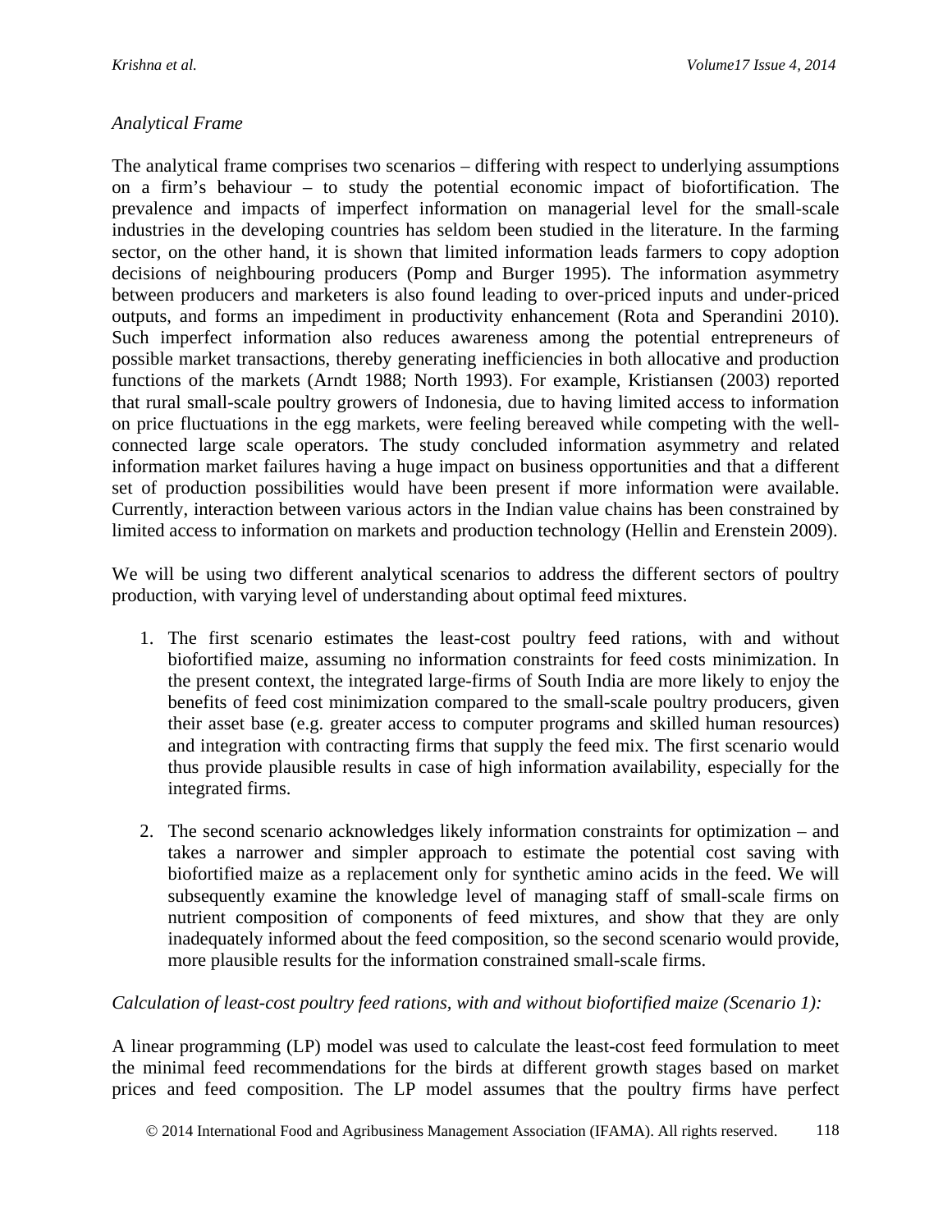*Analytical Frame*

The analytical frame comprises two scenarios – differing with respect to underlying assumptions on a firm's behaviour – to study the potential economic impact of biofortification. The prevalence and impacts of imperfect information on managerial level for the small-scale industries in the developing countries has seldom been studied in the literature. In the farming sector, on the other hand, it is shown that limited information leads farmers to copy adoption decisions of neighbouring producers (Pomp and Burger 1995). The information asymmetry between producers and marketers is also found leading to over-priced inputs and under-priced outputs, and forms an impediment in productivity enhancement (Rota and Sperandini 2010). Such imperfect information also reduces awareness among the potential entrepreneurs of possible market transactions, thereby generating inefficiencies in both allocative and production functions of the markets (Arndt 1988; North 1993). For example, Kristiansen (2003) reported that rural small-scale poultry growers of Indonesia, due to having limited access to information on price fluctuations in the egg markets, were feeling bereaved while competing with the well-connected large scale operators. The study concluded information asymmetry and related information market failures having a huge impact on business opportunities and that a different set of production possibilities would have been present if more information were available. Currently, interaction between various actors in the Indian value chains has been constrained by limited access to information on markets and production technology (Hellin and Erenstein 2009).

We will be using two different analytical scenarios to address the different sectors of poultry production, with varying level of understanding about optimal feed mixtures.

1. The first scenario estimates the least-cost poultry feed rations, with and without biofortified maize, assuming no information constraints for feed costs minimization. In the present context, the integrated large-firms of South India are more likely to enjoy the benefits of feed cost minimization compared to the small-scale poultry producers, given their asset base (e.g. greater access to computer programs and skilled human resources) and integration with contracting firms that supply the feed mix. The first scenario would thus provide plausible results in case of high information availability, especially for the integrated firms.

2. The second scenario acknowledges likely information constraints for optimization – and takes a narrower and simpler approach to estimate the potential cost saving with biofortified maize as a replacement only for synthetic amino acids in the feed. We will subsequently examine the knowledge level of managing staff of small-scale firms on nutrient composition of components of feed mixtures, and show that they are only inadequately informed about the feed composition, so the second scenario would provide, more plausible results for the information constrained small-scale firms.

*Calculation of least-cost poultry feed rations, with and without biofortified maize (Scenario 1):*

A linear programming (LP) model was used to calculate the least-cost feed formulation to meet the minimal feed recommendations for the birds at different growth stages based on market prices and feed composition. The LP model assumes that the poultry firms have perfect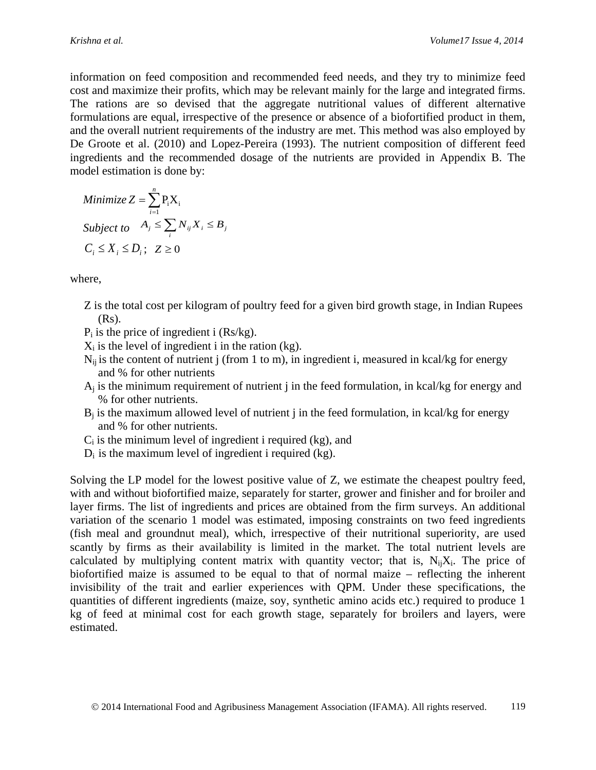information on feed composition and recommended feed needs, and they try to minimize feed cost and maximize their profits, which may be relevant mainly for the large and integrated firms. The rations are so devised that the aggregate nutritional values of different alternative formulations are equal, irrespective of the presence or absence of a biofortified product in them, and the overall nutrient requirements of the industry are met. This method was also employed by De Groote et al. (2010) and Lopez-Pereira (1993). The nutrient composition of different feed ingredients and the recommended dosage of the nutrients are provided in Appendix B. The model estimation is done by:

$$\text{Minimize } Z = \sum_{i=1}^{n} P_i X_i$$

$$\text{Subject to} \quad A_j \leq \sum_{i} N_{ij} X_i \leq B_j$$

$$C_i \leq X_i \leq D_i; \quad Z \geq 0$$

where,

- $Z$ is the total cost per kilogram of poultry feed for a given bird growth stage, in Indian Rupees (Rs).
- $P_i$ is the price of ingredient i (Rs/kg).
- $X_i$ is the level of ingredient i in the ration (kg).
- $N_{ij}$ is the content of nutrient j (from 1 to m), in ingredient i, measured in kcal/kg for energy and % for other nutrients
- $A_j$ is the minimum requirement of nutrient j in the feed formulation, in kcal/kg for energy and % for other nutrients.
- $B_j$ is the maximum allowed level of nutrient j in the feed formulation, in kcal/kg for energy and % for other nutrients.
- $C_i$ is the minimum level of ingredient i required (kg), and
- $D_i$ is the maximum level of ingredient i required (kg).

Solving the LP model for the lowest positive value of Z, we estimate the cheapest poultry feed, with and without biofortified maize, separately for starter, grower and finisher and for broiler and layer firms. The list of ingredients and prices are obtained from the firm surveys. An additional variation of the scenario 1 model was estimated, imposing constraints on two feed ingredients (fish meal and groundnut meal), which, irrespective of their nutritional superiority, are used scantly by firms as their availability is limited in the market. The total nutrient levels are calculated by multiplying content matrix with quantity vector; that is, $N_{ij}X_i$. The price of biofortified maize is assumed to be equal to that of normal maize – reflecting the inherent invisibility of the trait and earlier experiences with QPM. Under these specifications, the quantities of different ingredients (maize, soy, synthetic amino acids etc.) required to produce 1 kg of feed at minimal cost for each growth stage, separately for broilers and layers, were estimated.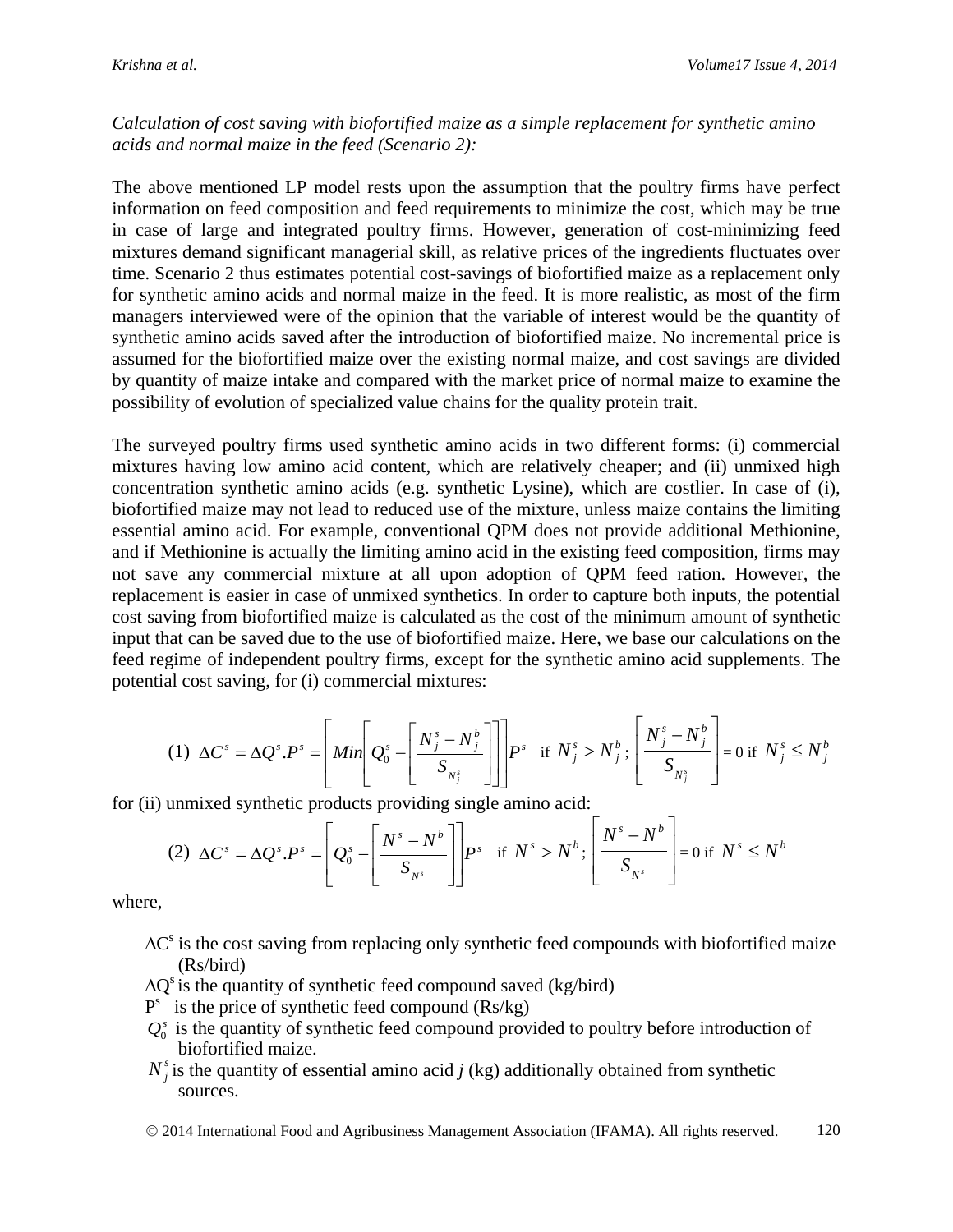*Calculation of cost saving with biofortified maize as a simple replacement for synthetic amino acids and normal maize in the feed (Scenario 2):*

The above mentioned LP model rests upon the assumption that the poultry firms have perfect information on feed composition and feed requirements to minimize the cost, which may be true in case of large and integrated poultry firms. However, generation of cost-minimizing feed mixtures demand significant managerial skill, as relative prices of the ingredients fluctuates over time. Scenario 2 thus estimates potential cost-savings of biofortified maize as a replacement only for synthetic amino acids and normal maize in the feed. It is more realistic, as most of the firm managers interviewed were of the opinion that the variable of interest would be the quantity of synthetic amino acids saved after the introduction of biofortified maize. No incremental price is assumed for the biofortified maize over the existing normal maize, and cost savings are divided by quantity of maize intake and compared with the market price of normal maize to examine the possibility of evolution of specialized value chains for the quality protein trait.

The surveyed poultry firms used synthetic amino acids in two different forms: (i) commercial mixtures having low amino acid content, which are relatively cheaper; and (ii) unmixed high concentration synthetic amino acids (e.g. synthetic Lysine), which are costlier. In case of (i), biofortified maize may not lead to reduced use of the mixture, unless maize contains the limiting essential amino acid. For example, conventional QPM does not provide additional Methionine, and if Methionine is actually the limiting amino acid in the existing feed composition, firms may not save any commercial mixture at all upon adoption of QPM feed ration. However, the replacement is easier in case of unmixed synthetics. In order to capture both inputs, the potential cost saving from biofortified maize is calculated as the cost of the minimum amount of synthetic input that can be saved due to the use of biofortified maize. Here, we base our calculations on the feed regime of independent poultry firms, except for the synthetic amino acid supplements. The potential cost saving, for (i) commercial mixtures:

$$(1)\ \Delta C^s = \Delta Q^s . P^s = \left[ Min\left[ Q_0^s - \left[ \frac{N_j^s - N_j^b}{S_{N_j^s}} \right] \right] \right] P^s \quad \text{if } N_j^s > N_j^b ;\ \left[ \frac{N_j^s - N_j^b}{S_{N_j^s}} \right] = 0 \text{ if } N_j^s \leq N_j^b$$

for (ii) unmixed synthetic products providing single amino acid:

$$(2)\ \Delta C^s = \Delta Q^s . P^s = \left[ Q_0^s - \left[ \frac{N^s - N^b}{S_{N^s}} \right] \right] P^s \quad \text{if } N^s > N^b ;\ \left[ \frac{N^s - N^b}{S_{N^s}} \right] = 0 \text{ if } N^s \leq N^b$$

where,

- $\Delta C^s$ is the cost saving from replacing only synthetic feed compounds with biofortified maize (Rs/bird)
- $\Delta Q^s$ is the quantity of synthetic feed compound saved (kg/bird)
- $P^s$ is the price of synthetic feed compound (Rs/kg)
- $Q_0^s$ is the quantity of synthetic feed compound provided to poultry before introduction of biofortified maize.
- $N_j^s$ is the quantity of essential amino acid *j* (kg) additionally obtained from synthetic sources.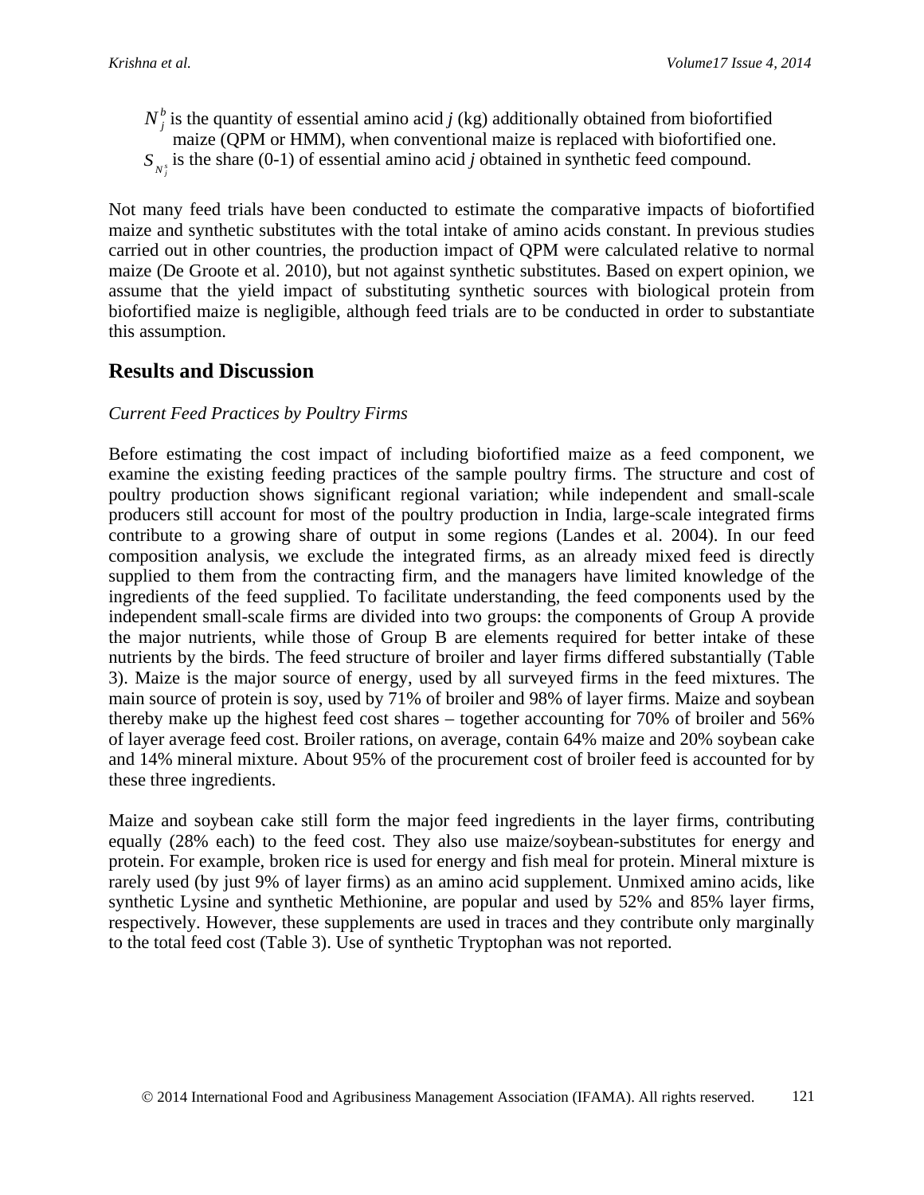$N_j^b$ is the quantity of essential amino acid $j$ (kg) additionally obtained from biofortified maize (QPM or HMM), when conventional maize is replaced with biofortified one.

$S_{N_j^s}$ is the share (0-1) of essential amino acid $j$ obtained in synthetic feed compound.

Not many feed trials have been conducted to estimate the comparative impacts of biofortified maize and synthetic substitutes with the total intake of amino acids constant. In previous studies carried out in other countries, the production impact of QPM were calculated relative to normal maize (De Groote et al. 2010), but not against synthetic substitutes. Based on expert opinion, we assume that the yield impact of substituting synthetic sources with biological protein from biofortified maize is negligible, although feed trials are to be conducted in order to substantiate this assumption.

## Results and Discussion

*Current Feed Practices by Poultry Firms*

Before estimating the cost impact of including biofortified maize as a feed component, we examine the existing feeding practices of the sample poultry firms. The structure and cost of poultry production shows significant regional variation; while independent and small-scale producers still account for most of the poultry production in India, large-scale integrated firms contribute to a growing share of output in some regions (Landes et al. 2004). In our feed composition analysis, we exclude the integrated firms, as an already mixed feed is directly supplied to them from the contracting firm, and the managers have limited knowledge of the ingredients of the feed supplied. To facilitate understanding, the feed components used by the independent small-scale firms are divided into two groups: the components of Group A provide the major nutrients, while those of Group B are elements required for better intake of these nutrients by the birds. The feed structure of broiler and layer firms differed substantially (Table 3). Maize is the major source of energy, used by all surveyed firms in the feed mixtures. The main source of protein is soy, used by 71% of broiler and 98% of layer firms. Maize and soybean thereby make up the highest feed cost shares – together accounting for 70% of broiler and 56% of layer average feed cost. Broiler rations, on average, contain 64% maize and 20% soybean cake and 14% mineral mixture. About 95% of the procurement cost of broiler feed is accounted for by these three ingredients.

Maize and soybean cake still form the major feed ingredients in the layer firms, contributing equally (28% each) to the feed cost. They also use maize/soybean-substitutes for energy and protein. For example, broken rice is used for energy and fish meal for protein. Mineral mixture is rarely used (by just 9% of layer firms) as an amino acid supplement. Unmixed amino acids, like synthetic Lysine and synthetic Methionine, are popular and used by 52% and 85% layer firms, respectively. However, these supplements are used in traces and they contribute only marginally to the total feed cost (Table 3). Use of synthetic Tryptophan was not reported.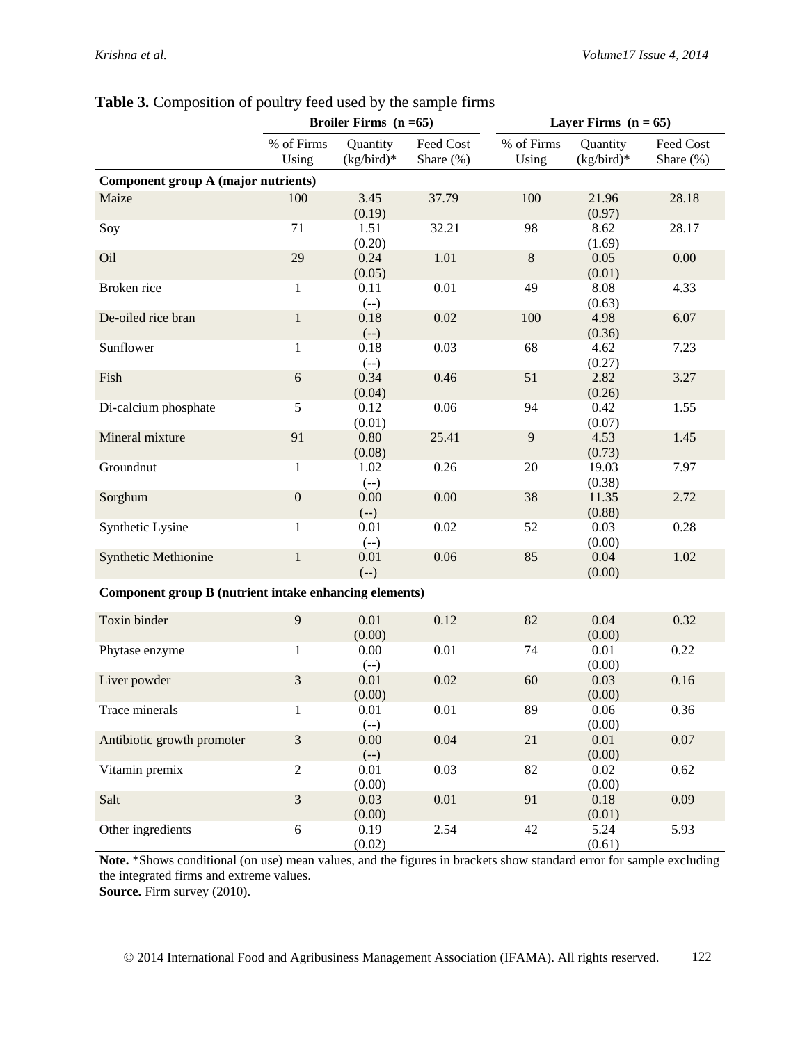**Table 3.** Composition of poultry feed used by the sample firms

| | Broiler Firms (n =65) | | | Layer Firms (n = 65) | | |
|---|---|---|---|---|---|---|
| | % of Firms Using | Quantity (kg/bird)* | Feed Cost Share (%) | % of Firms Using | Quantity (kg/bird)* | Feed Cost Share (%) |
| **Component group A (major nutrients)** | | | | | | |
| Maize | 100 | 3.45 (0.19) | 37.79 | 100 | 21.96 (0.97) | 28.18 |
| Soy | 71 | 1.51 (0.20) | 32.21 | 98 | 8.62 (1.69) | 28.17 |
| Oil | 29 | 0.24 (0.05) | 1.01 | 8 | 0.05 (0.01) | 0.00 |
| Broken rice | 1 | 0.11 (--) | 0.01 | 49 | 8.08 (0.63) | 4.33 |
| De-oiled rice bran | 1 | 0.18 (--) | 0.02 | 100 | 4.98 (0.36) | 6.07 |
| Sunflower | 1 | 0.18 (--) | 0.03 | 68 | 4.62 (0.27) | 7.23 |
| Fish | 6 | 0.34 (0.04) | 0.46 | 51 | 2.82 (0.26) | 3.27 |
| Di-calcium phosphate | 5 | 0.12 (0.01) | 0.06 | 94 | 0.42 (0.07) | 1.55 |
| Mineral mixture | 91 | 0.80 (0.08) | 25.41 | 9 | 4.53 (0.73) | 1.45 |
| Groundnut | 1 | 1.02 (--) | 0.26 | 20 | 19.03 (0.38) | 7.97 |
| Sorghum | 0 | 0.00 (--) | 0.00 | 38 | 11.35 (0.88) | 2.72 |
| Synthetic Lysine | 1 | 0.01 (--) | 0.02 | 52 | 0.03 (0.00) | 0.28 |
| Synthetic Methionine | 1 | 0.01 (--) | 0.06 | 85 | 0.04 (0.00) | 1.02 |
| **Component group B (nutrient intake enhancing elements)** | | | | | | |
| Toxin binder | 9 | 0.01 (0.00) | 0.12 | 82 | 0.04 (0.00) | 0.32 |
| Phytase enzyme | 1 | 0.00 (--) | 0.01 | 74 | 0.01 (0.00) | 0.22 |
| Liver powder | 3 | 0.01 (0.00) | 0.02 | 60 | 0.03 (0.00) | 0.16 |
| Trace minerals | 1 | 0.01 (--) | 0.01 | 89 | 0.06 (0.00) | 0.36 |
| Antibiotic growth promoter | 3 | 0.00 (--) | 0.04 | 21 | 0.01 (0.00) | 0.07 |
| Vitamin premix | 2 | 0.01 (0.00) | 0.03 | 82 | 0.02 (0.00) | 0.62 |
| Salt | 3 | 0.03 (0.00) | 0.01 | 91 | 0.18 (0.01) | 0.09 |
| Other ingredients | 6 | 0.19 (0.02) | 2.54 | 42 | 5.24 (0.61) | 5.93 |

**Note.** *Shows conditional (on use) mean values, and the figures in brackets show standard error for sample excluding the integrated firms and extreme values.
**Source.** Firm survey (2010).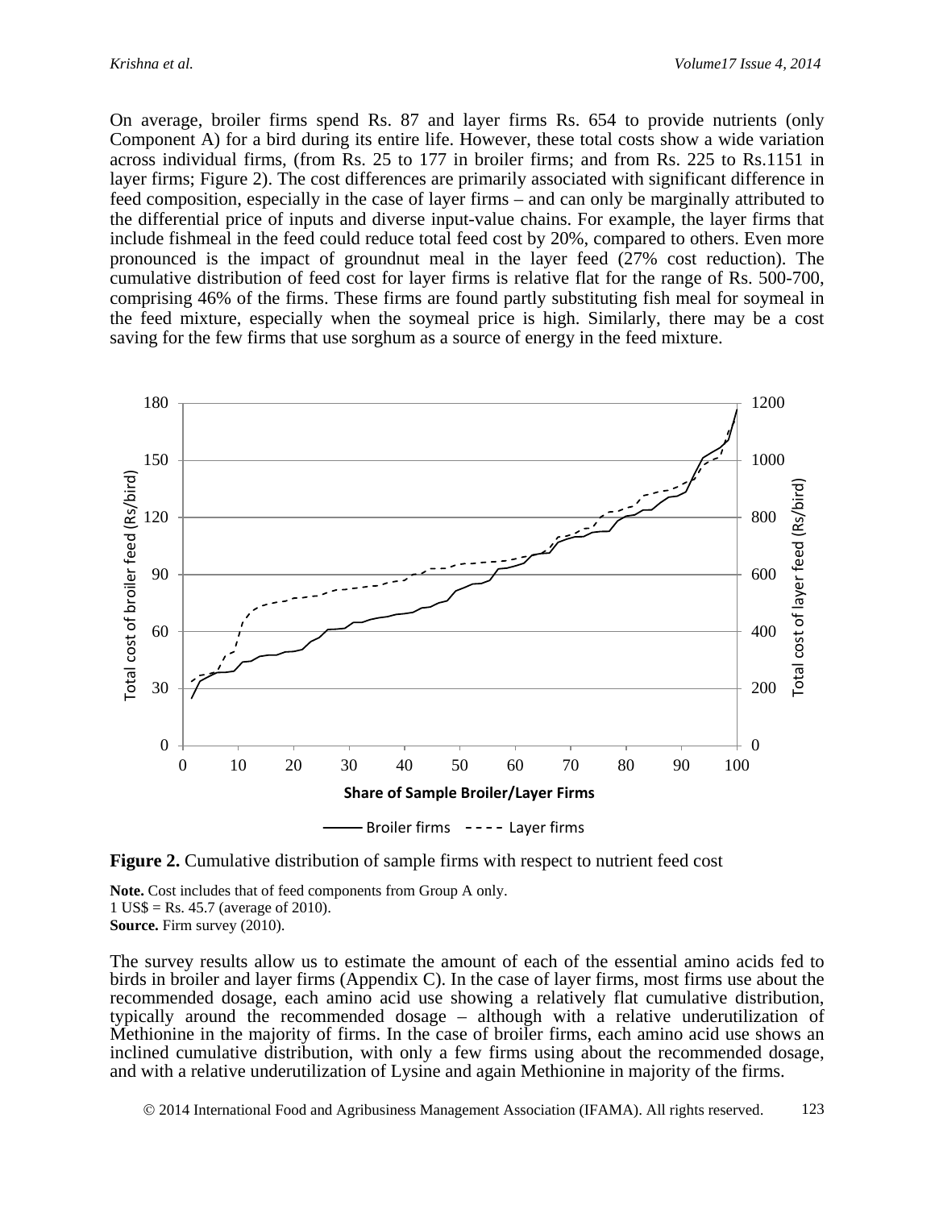On average, broiler firms spend Rs. 87 and layer firms Rs. 654 to provide nutrients (only Component A) for a bird during its entire life. However, these total costs show a wide variation across individual firms, (from Rs. 25 to 177 in broiler firms; and from Rs. 225 to Rs.1151 in layer firms; Figure 2). The cost differences are primarily associated with significant difference in feed composition, especially in the case of layer firms – and can only be marginally attributed to the differential price of inputs and diverse input-value chains. For example, the layer firms that include fishmeal in the feed could reduce total feed cost by 20%, compared to others. Even more pronounced is the impact of groundnut meal in the layer feed (27% cost reduction). The cumulative distribution of feed cost for layer firms is relative flat for the range of Rs. 500-700, comprising 46% of the firms. These firms are found partly substituting fish meal for soymeal in the feed mixture, especially when the soymeal price is high. Similarly, there may be a cost saving for the few firms that use sorghum as a source of energy in the feed mixture.

**Figure 2.** Cumulative distribution of sample firms with respect to nutrient feed cost

**Note.** Cost includes that of feed components from Group A only.
1 US$ = Rs. 45.7 (average of 2010).
**Source.** Firm survey (2010).

The survey results allow us to estimate the amount of each of the essential amino acids fed to birds in broiler and layer firms (Appendix C). In the case of layer firms, most firms use about the recommended dosage, each amino acid use showing a relatively flat cumulative distribution, typically around the recommended dosage – although with a relative underutilization of Methionine in the majority of firms. In the case of broiler firms, each amino acid use shows an inclined cumulative distribution, with only a few firms using about the recommended dosage, and with a relative underutilization of Lysine and again Methionine in majority of the firms.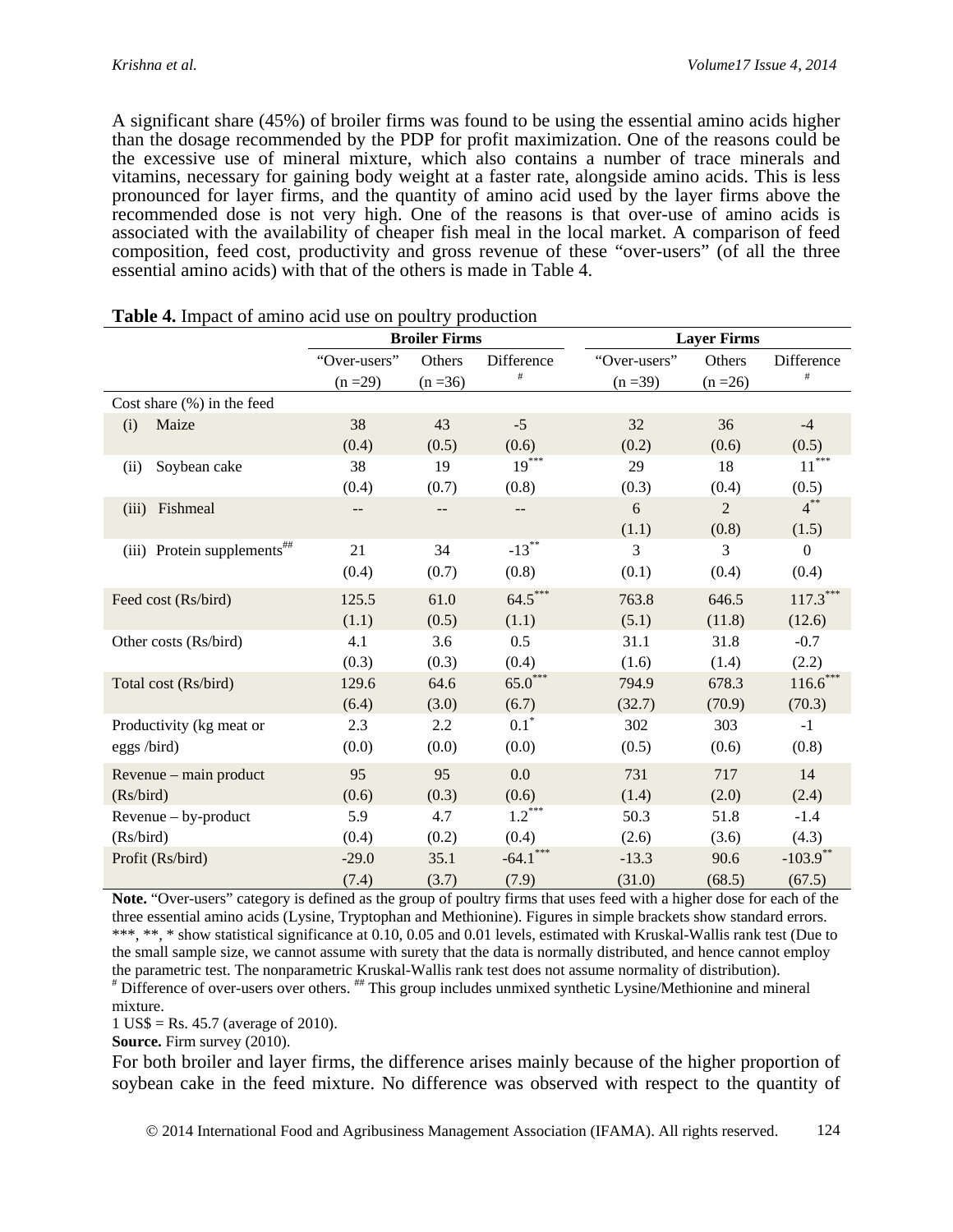A significant share (45%) of broiler firms was found to be using the essential amino acids higher than the dosage recommended by the PDP for profit maximization. One of the reasons could be the excessive use of mineral mixture, which also contains a number of trace minerals and vitamins, necessary for gaining body weight at a faster rate, alongside amino acids. This is less pronounced for layer firms, and the quantity of amino acid used by the layer firms above the recommended dose is not very high. One of the reasons is that over-use of amino acids is associated with the availability of cheaper fish meal in the local market. A comparison of feed composition, feed cost, productivity and gross revenue of these "over-users" (of all the three essential amino acids) with that of the others is made in Table 4.

**Table 4.** Impact of amino acid use on poultry production

| | Broiler Firms | | | Layer Firms | | |
|---|---|---|---|---|---|---|
| | "Over-users" (n =29) | Others (n =36) | Difference [#] | "Over-users" (n =39) | Others (n =26) | Difference [#] |
| Cost share (%) in the feed | | | | | | |
| (i) Maize | 38 (0.4) | 43 (0.5) | -5 (0.6) | 32 (0.2) | 36 (0.6) | -4 (0.5) |
| (ii) Soybean cake | 38 (0.4) | 19 (0.7) | 19*** (0.8) | 29 (0.3) | 18 (0.4) | 11*** (0.5) |
| (iii) Fishmeal | -- | -- | -- | 6 (1.1) | 2 (0.8) | 4** (1.5) |
| (iii) Protein supplements[##] | 21 (0.4) | 34 (0.7) | -13** (0.8) | 3 (0.1) | 3 (0.4) | 0 (0.4) |
| Feed cost (Rs/bird) | 125.5 (1.1) | 61.0 (0.5) | 64.5*** (1.1) | 763.8 (5.1) | 646.5 (11.8) | 117.3*** (12.6) |
| Other costs (Rs/bird) | 4.1 (0.3) | 3.6 (0.3) | 0.5 (0.4) | 31.1 (1.6) | 31.8 (1.4) | -0.7 (2.2) |
| Total cost (Rs/bird) | 129.6 (6.4) | 64.6 (3.0) | 65.0*** (6.7) | 794.9 (32.7) | 678.3 (70.9) | 116.6*** (70.3) |
| Productivity (kg meat or eggs /bird) | 2.3 (0.0) | 2.2 (0.0) | 0.1* (0.0) | 302 (0.5) | 303 (0.6) | -1 (0.8) |
| Revenue – main product (Rs/bird) | 95 (0.6) | 95 (0.3) | 0.0 (0.6) | 731 (1.4) | 717 (2.0) | 14 (2.4) |
| Revenue – by-product (Rs/bird) | 5.9 (0.4) | 4.7 (0.2) | 1.2*** (0.4) | 50.3 (2.6) | 51.8 (3.6) | -1.4 (4.3) |
| Profit (Rs/bird) | -29.0 (7.4) | 35.1 (3.7) | -64.1*** (7.9) | -13.3 (31.0) | 90.6 (68.5) | -103.9** (67.5) |

**Note.** "Over-users" category is defined as the group of poultry firms that uses feed with a higher dose for each of the three essential amino acids (Lysine, Tryptophan and Methionine). Figures in simple brackets show standard errors. ***, **, * show statistical significance at 0.10, 0.05 and 0.01 levels, estimated with Kruskal-Wallis rank test (Due to the small sample size, we cannot assume with surety that the data is normally distributed, and hence cannot employ the parametric test. The nonparametric Kruskal-Wallis rank test does not assume normality of distribution).
[#] Difference of over-users over others. [##] This group includes unmixed synthetic Lysine/Methionine and mineral mixture.
1 US$ = Rs. 45.7 (average of 2010).
**Source.** Firm survey (2010).

For both broiler and layer firms, the difference arises mainly because of the higher proportion of soybean cake in the feed mixture. No difference was observed with respect to the quantity of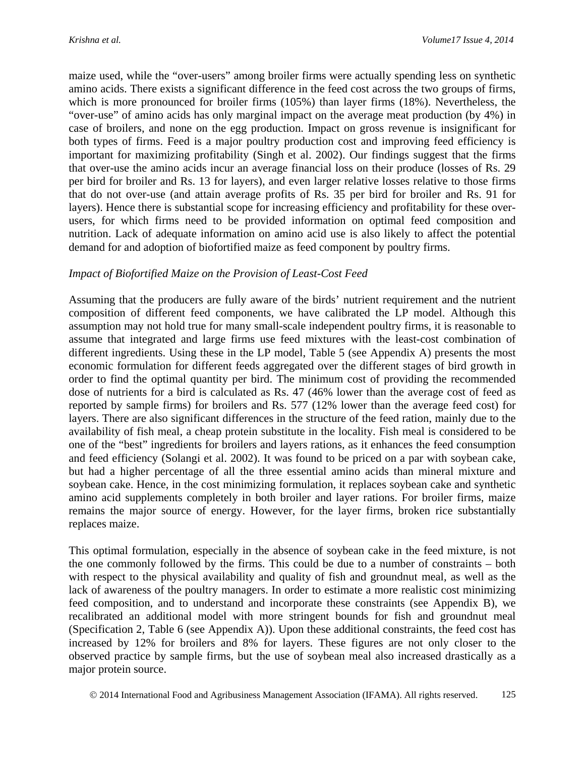maize used, while the "over-users" among broiler firms were actually spending less on synthetic amino acids. There exists a significant difference in the feed cost across the two groups of firms, which is more pronounced for broiler firms (105%) than layer firms (18%). Nevertheless, the "over-use" of amino acids has only marginal impact on the average meat production (by 4%) in case of broilers, and none on the egg production. Impact on gross revenue is insignificant for both types of firms. Feed is a major poultry production cost and improving feed efficiency is important for maximizing profitability (Singh et al. 2002). Our findings suggest that the firms that over-use the amino acids incur an average financial loss on their produce (losses of Rs. 29 per bird for broiler and Rs. 13 for layers), and even larger relative losses relative to those firms that do not over-use (and attain average profits of Rs. 35 per bird for broiler and Rs. 91 for layers). Hence there is substantial scope for increasing efficiency and profitability for these over-users, for which firms need to be provided information on optimal feed composition and nutrition. Lack of adequate information on amino acid use is also likely to affect the potential demand for and adoption of biofortified maize as feed component by poultry firms.

*Impact of Biofortified Maize on the Provision of Least-Cost Feed*

Assuming that the producers are fully aware of the birds' nutrient requirement and the nutrient composition of different feed components, we have calibrated the LP model. Although this assumption may not hold true for many small-scale independent poultry firms, it is reasonable to assume that integrated and large firms use feed mixtures with the least-cost combination of different ingredients. Using these in the LP model, Table 5 (see Appendix A) presents the most economic formulation for different feeds aggregated over the different stages of bird growth in order to find the optimal quantity per bird. The minimum cost of providing the recommended dose of nutrients for a bird is calculated as Rs. 47 (46% lower than the average cost of feed as reported by sample firms) for broilers and Rs. 577 (12% lower than the average feed cost) for layers. There are also significant differences in the structure of the feed ration, mainly due to the availability of fish meal, a cheap protein substitute in the locality. Fish meal is considered to be one of the "best" ingredients for broilers and layers rations, as it enhances the feed consumption and feed efficiency (Solangi et al. 2002). It was found to be priced on a par with soybean cake, but had a higher percentage of all the three essential amino acids than mineral mixture and soybean cake. Hence, in the cost minimizing formulation, it replaces soybean cake and synthetic amino acid supplements completely in both broiler and layer rations. For broiler firms, maize remains the major source of energy. However, for the layer firms, broken rice substantially replaces maize.

This optimal formulation, especially in the absence of soybean cake in the feed mixture, is not the one commonly followed by the firms. This could be due to a number of constraints – both with respect to the physical availability and quality of fish and groundnut meal, as well as the lack of awareness of the poultry managers. In order to estimate a more realistic cost minimizing feed composition, and to understand and incorporate these constraints (see Appendix B), we recalibrated an additional model with more stringent bounds for fish and groundnut meal (Specification 2, Table 6 (see Appendix A)). Upon these additional constraints, the feed cost has increased by 12% for broilers and 8% for layers. These figures are not only closer to the observed practice by sample firms, but the use of soybean meal also increased drastically as a major protein source.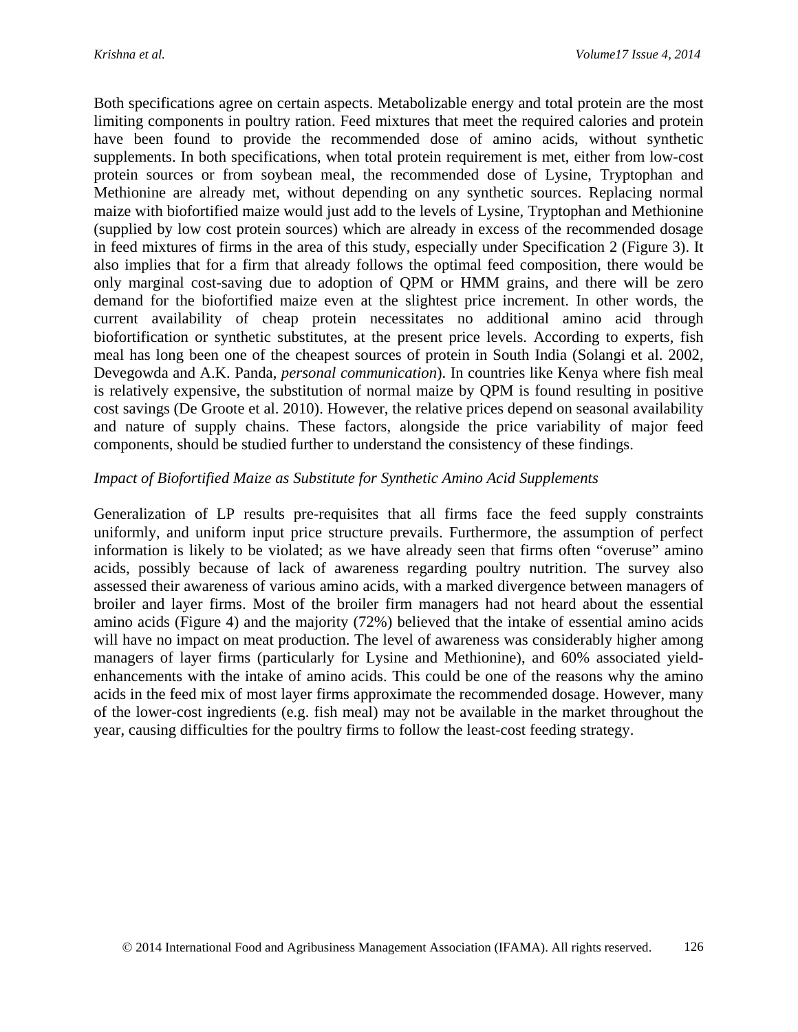Both specifications agree on certain aspects. Metabolizable energy and total protein are the most limiting components in poultry ration. Feed mixtures that meet the required calories and protein have been found to provide the recommended dose of amino acids, without synthetic supplements. In both specifications, when total protein requirement is met, either from low-cost protein sources or from soybean meal, the recommended dose of Lysine, Tryptophan and Methionine are already met, without depending on any synthetic sources. Replacing normal maize with biofortified maize would just add to the levels of Lysine, Tryptophan and Methionine (supplied by low cost protein sources) which are already in excess of the recommended dosage in feed mixtures of firms in the area of this study, especially under Specification 2 (Figure 3). It also implies that for a firm that already follows the optimal feed composition, there would be only marginal cost-saving due to adoption of QPM or HMM grains, and there will be zero demand for the biofortified maize even at the slightest price increment. In other words, the current availability of cheap protein necessitates no additional amino acid through biofortification or synthetic substitutes, at the present price levels. According to experts, fish meal has long been one of the cheapest sources of protein in South India (Solangi et al. 2002, Devegowda and A.K. Panda, *personal communication*). In countries like Kenya where fish meal is relatively expensive, the substitution of normal maize by QPM is found resulting in positive cost savings (De Groote et al. 2010). However, the relative prices depend on seasonal availability and nature of supply chains. These factors, alongside the price variability of major feed components, should be studied further to understand the consistency of these findings.

*Impact of Biofortified Maize as Substitute for Synthetic Amino Acid Supplements*

Generalization of LP results pre-requisites that all firms face the feed supply constraints uniformly, and uniform input price structure prevails. Furthermore, the assumption of perfect information is likely to be violated; as we have already seen that firms often "overuse" amino acids, possibly because of lack of awareness regarding poultry nutrition. The survey also assessed their awareness of various amino acids, with a marked divergence between managers of broiler and layer firms. Most of the broiler firm managers had not heard about the essential amino acids (Figure 4) and the majority (72%) believed that the intake of essential amino acids will have no impact on meat production. The level of awareness was considerably higher among managers of layer firms (particularly for Lysine and Methionine), and 60% associated yield-enhancements with the intake of amino acids. This could be one of the reasons why the amino acids in the feed mix of most layer firms approximate the recommended dosage. However, many of the lower-cost ingredients (e.g. fish meal) may not be available in the market throughout the year, causing difficulties for the poultry firms to follow the least-cost feeding strategy.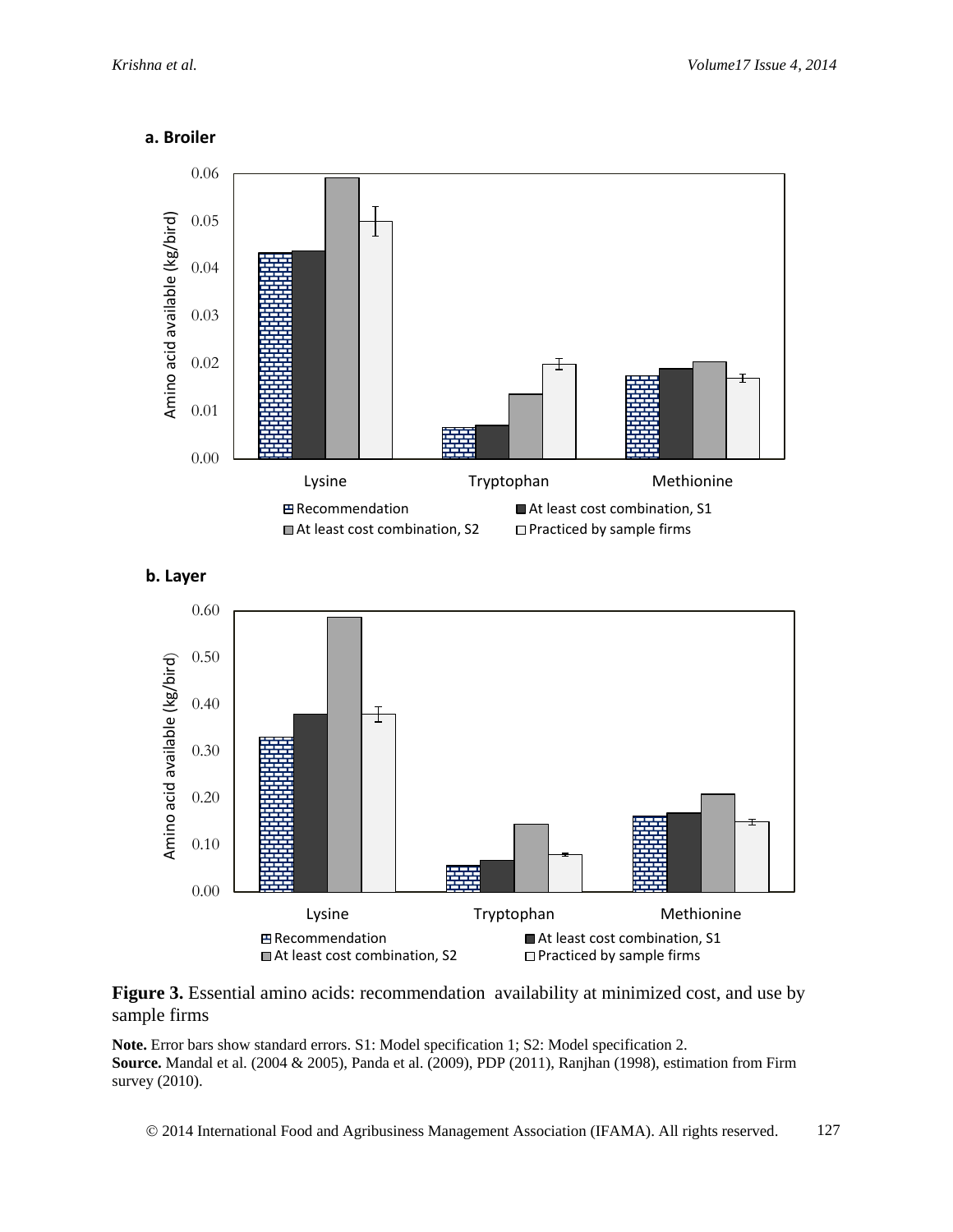**a. Broiler**

**b. Layer**

**Figure 3.** Essential amino acids: recommendation availability at minimized cost, and use by sample firms

**Note.** Error bars show standard errors. S1: Model specification 1; S2: Model specification 2.
**Source.** Mandal et al. (2004 & 2005), Panda et al. (2009), PDP (2011), Ranjhan (1998), estimation from Firm survey (2010).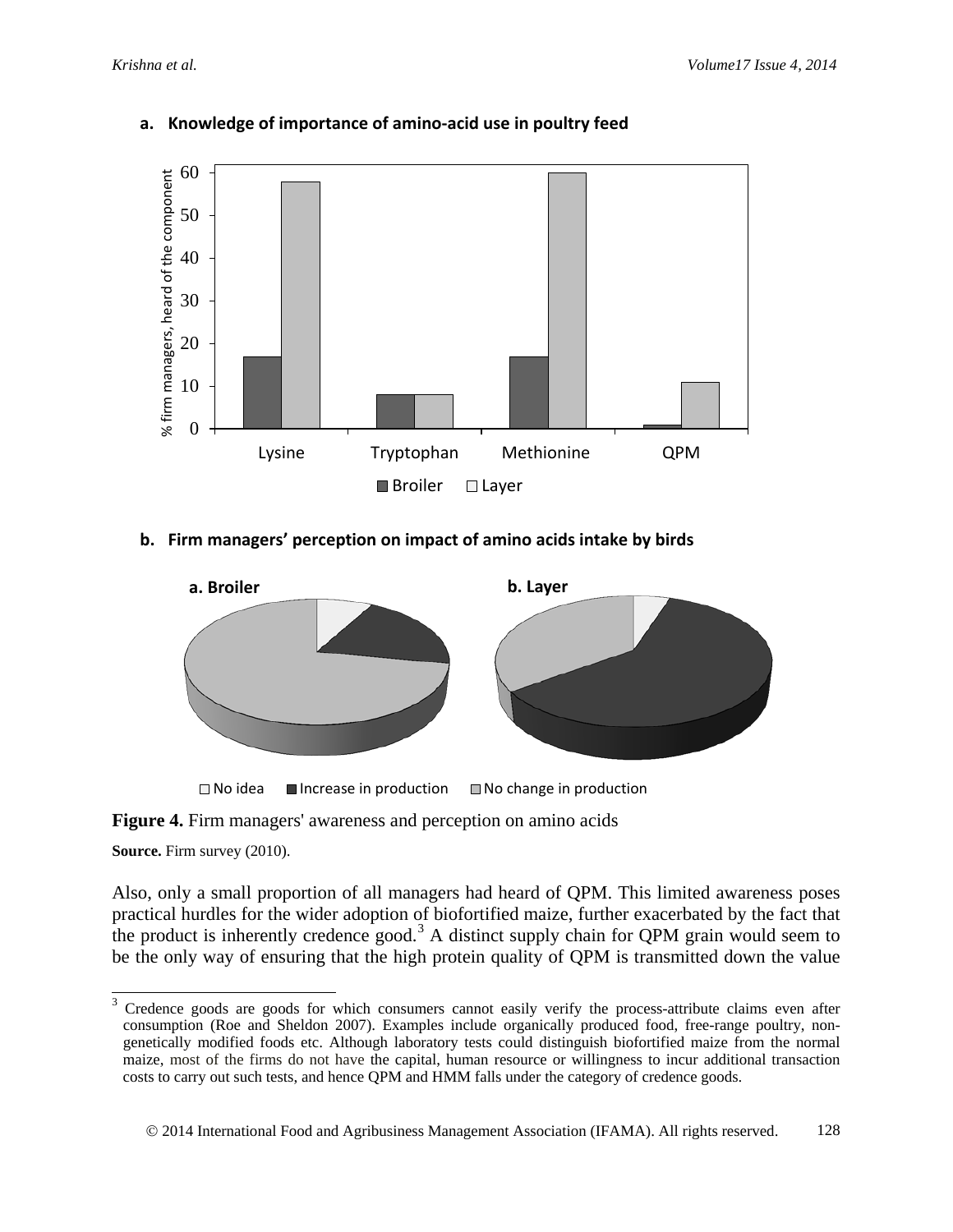**a. Knowledge of importance of amino-acid use in poultry feed**

**b. Firm managers' perception on impact of amino acids intake by birds**

**Figure 4.** Firm managers' awareness and perception on amino acids

**Source.** Firm survey (2010).

Also, only a small proportion of all managers had heard of QPM. This limited awareness poses practical hurdles for the wider adoption of biofortified maize, further exacerbated by the fact that the product is inherently credence good.[3] A distinct supply chain for QPM grain would seem to be the only way of ensuring that the high protein quality of QPM is transmitted down the value

---

[3] Credence goods are goods for which consumers cannot easily verify the process-attribute claims even after consumption (Roe and Sheldon 2007). Examples include organically produced food, free-range poultry, non-genetically modified foods etc. Although laboratory tests could distinguish biofortified maize from the normal maize, most of the firms do not have the capital, human resource or willingness to incur additional transaction costs to carry out such tests, and hence QPM and HMM falls under the category of credence goods.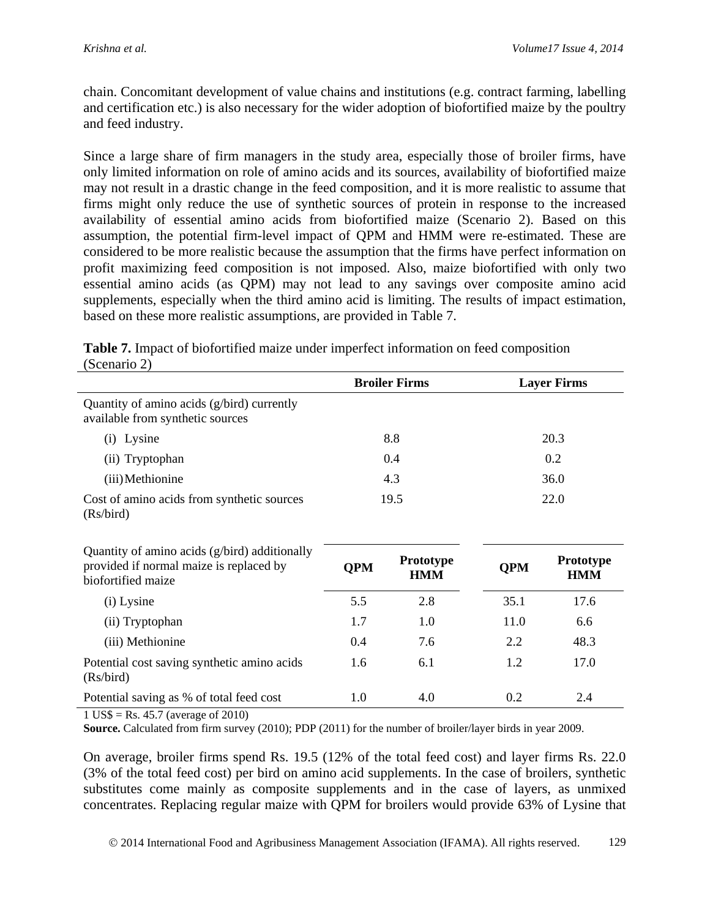chain. Concomitant development of value chains and institutions (e.g. contract farming, labelling and certification etc.) is also necessary for the wider adoption of biofortified maize by the poultry and feed industry.

Since a large share of firm managers in the study area, especially those of broiler firms, have only limited information on role of amino acids and its sources, availability of biofortified maize may not result in a drastic change in the feed composition, and it is more realistic to assume that firms might only reduce the use of synthetic sources of protein in response to the increased availability of essential amino acids from biofortified maize (Scenario 2). Based on this assumption, the potential firm-level impact of QPM and HMM were re-estimated. These are considered to be more realistic because the assumption that the firms have perfect information on profit maximizing feed composition is not imposed. Also, maize biofortified with only two essential amino acids (as QPM) may not lead to any savings over composite amino acid supplements, especially when the third amino acid is limiting. The results of impact estimation, based on these more realistic assumptions, are provided in Table 7.

**Table 7.** Impact of biofortified maize under imperfect information on feed composition (Scenario 2)

| | Broiler Firms | | Layer Firms | |
|---|---|---|---|---|
| Quantity of amino acids (g/bird) currently available from synthetic sources | | | | |
| (i) Lysine | 8.8 | | 20.3 | |
| (ii) Tryptophan | 0.4 | | 0.2 | |
| (iii) Methionine | 4.3 | | 36.0 | |
| Cost of amino acids from synthetic sources (Rs/bird) | 19.5 | | 22.0 | |
| Quantity of amino acids (g/bird) additionally provided if normal maize is replaced by biofortified maize | **QPM** | **Prototype HMM** | **QPM** | **Prototype HMM** |
| (i) Lysine | 5.5 | 2.8 | 35.1 | 17.6 |
| (ii) Tryptophan | 1.7 | 1.0 | 11.0 | 6.6 |
| (iii) Methionine | 0.4 | 7.6 | 2.2 | 48.3 |
| Potential cost saving synthetic amino acids (Rs/bird) | 1.6 | 6.1 | 1.2 | 17.0 |
| Potential saving as % of total feed cost | 1.0 | 4.0 | 0.2 | 2.4 |

1 US$ = Rs. 45.7 (average of 2010)

**Source.** Calculated from firm survey (2010); PDP (2011) for the number of broiler/layer birds in year 2009.

On average, broiler firms spend Rs. 19.5 (12% of the total feed cost) and layer firms Rs. 22.0 (3% of the total feed cost) per bird on amino acid supplements. In the case of broilers, synthetic substitutes come mainly as composite supplements and in the case of layers, as unmixed concentrates. Replacing regular maize with QPM for broilers would provide 63% of Lysine that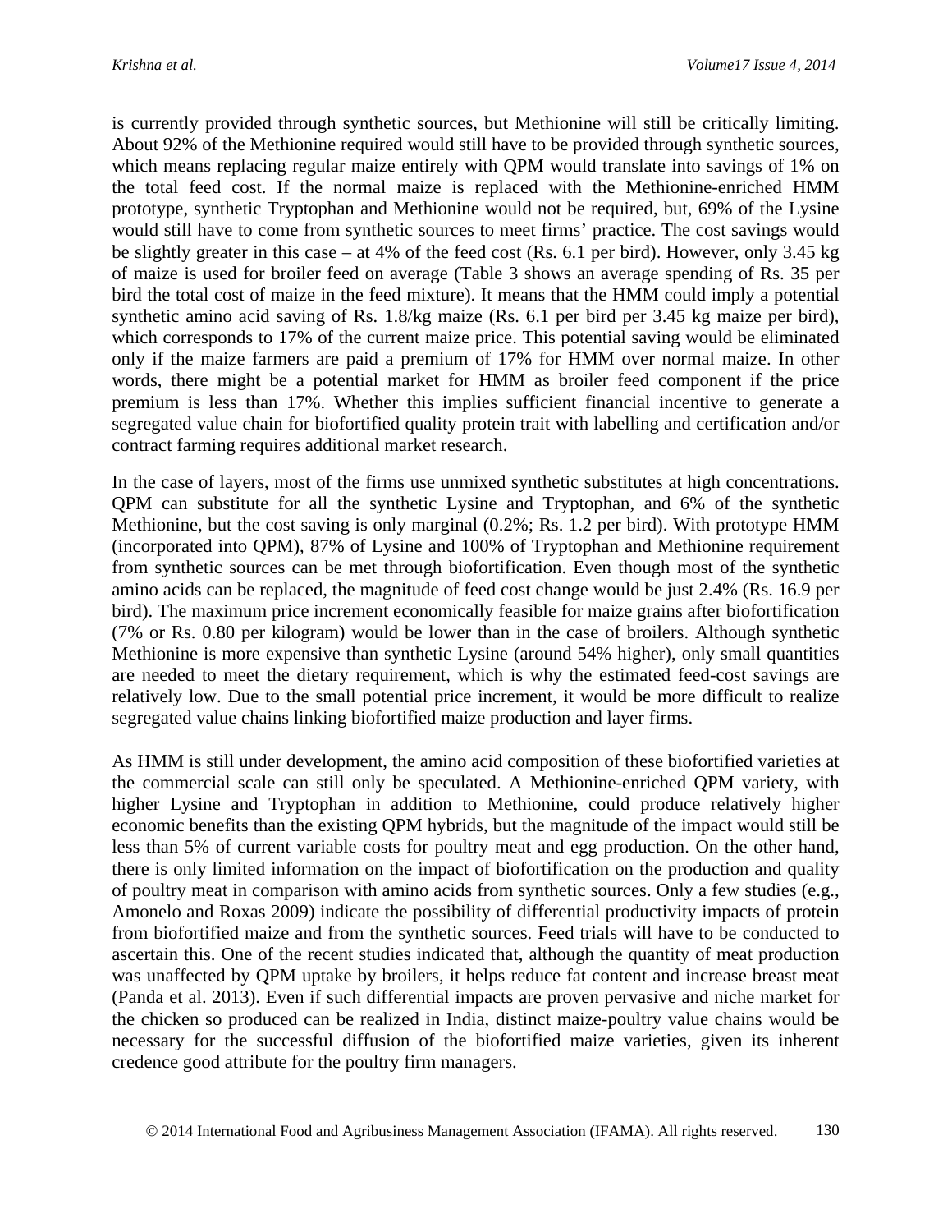is currently provided through synthetic sources, but Methionine will still be critically limiting. About 92% of the Methionine required would still have to be provided through synthetic sources, which means replacing regular maize entirely with QPM would translate into savings of 1% on the total feed cost. If the normal maize is replaced with the Methionine-enriched HMM prototype, synthetic Tryptophan and Methionine would not be required, but, 69% of the Lysine would still have to come from synthetic sources to meet firms' practice. The cost savings would be slightly greater in this case – at 4% of the feed cost (Rs. 6.1 per bird). However, only 3.45 kg of maize is used for broiler feed on average (Table 3 shows an average spending of Rs. 35 per bird the total cost of maize in the feed mixture). It means that the HMM could imply a potential synthetic amino acid saving of Rs. 1.8/kg maize (Rs. 6.1 per bird per 3.45 kg maize per bird), which corresponds to 17% of the current maize price. This potential saving would be eliminated only if the maize farmers are paid a premium of 17% for HMM over normal maize. In other words, there might be a potential market for HMM as broiler feed component if the price premium is less than 17%. Whether this implies sufficient financial incentive to generate a segregated value chain for biofortified quality protein trait with labelling and certification and/or contract farming requires additional market research.

In the case of layers, most of the firms use unmixed synthetic substitutes at high concentrations. QPM can substitute for all the synthetic Lysine and Tryptophan, and 6% of the synthetic Methionine, but the cost saving is only marginal (0.2%; Rs. 1.2 per bird). With prototype HMM (incorporated into QPM), 87% of Lysine and 100% of Tryptophan and Methionine requirement from synthetic sources can be met through biofortification. Even though most of the synthetic amino acids can be replaced, the magnitude of feed cost change would be just 2.4% (Rs. 16.9 per bird). The maximum price increment economically feasible for maize grains after biofortification (7% or Rs. 0.80 per kilogram) would be lower than in the case of broilers. Although synthetic Methionine is more expensive than synthetic Lysine (around 54% higher), only small quantities are needed to meet the dietary requirement, which is why the estimated feed-cost savings are relatively low. Due to the small potential price increment, it would be more difficult to realize segregated value chains linking biofortified maize production and layer firms.

As HMM is still under development, the amino acid composition of these biofortified varieties at the commercial scale can still only be speculated. A Methionine-enriched QPM variety, with higher Lysine and Tryptophan in addition to Methionine, could produce relatively higher economic benefits than the existing QPM hybrids, but the magnitude of the impact would still be less than 5% of current variable costs for poultry meat and egg production. On the other hand, there is only limited information on the impact of biofortification on the production and quality of poultry meat in comparison with amino acids from synthetic sources. Only a few studies (e.g., Amonelo and Roxas 2009) indicate the possibility of differential productivity impacts of protein from biofortified maize and from the synthetic sources. Feed trials will have to be conducted to ascertain this. One of the recent studies indicated that, although the quantity of meat production was unaffected by QPM uptake by broilers, it helps reduce fat content and increase breast meat (Panda et al. 2013). Even if such differential impacts are proven pervasive and niche market for the chicken so produced can be realized in India, distinct maize-poultry value chains would be necessary for the successful diffusion of the biofortified maize varieties, given its inherent credence good attribute for the poultry firm managers.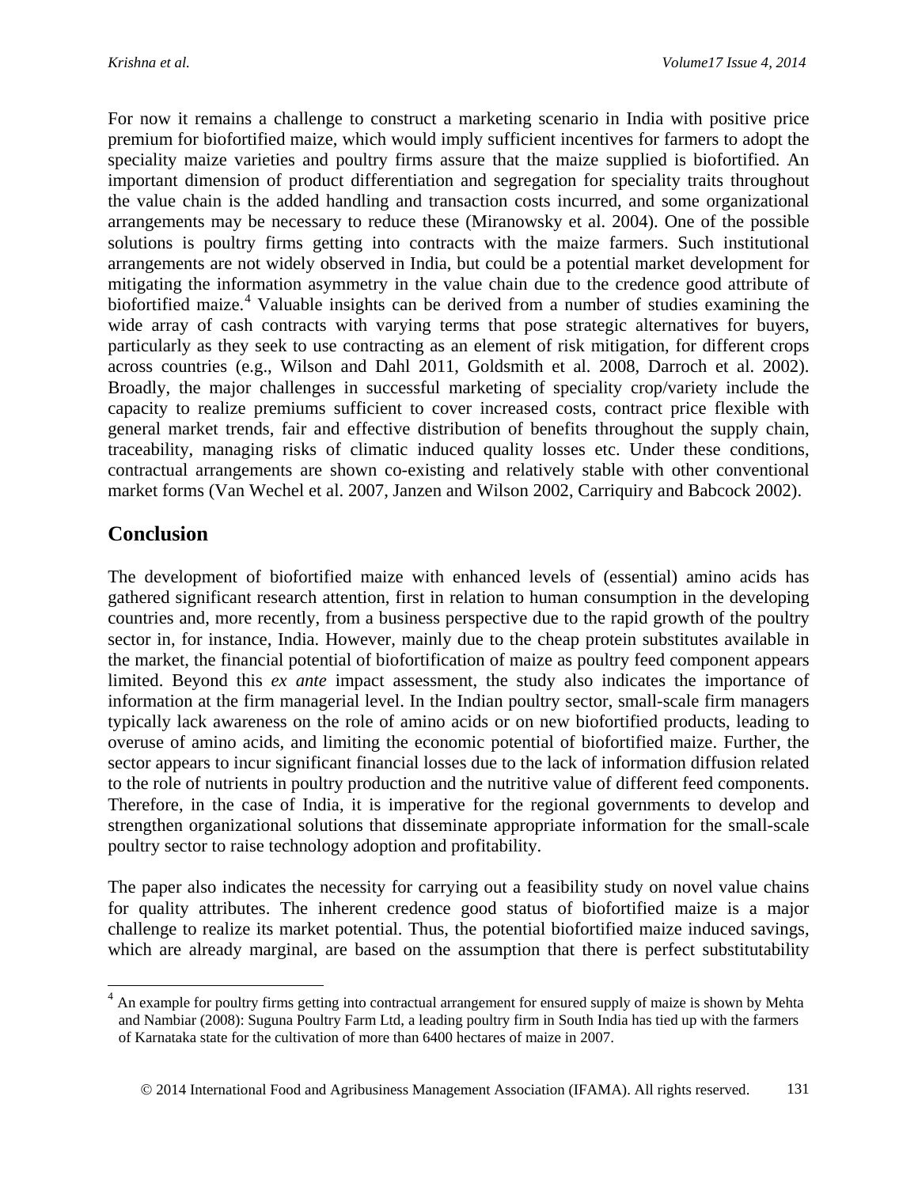For now it remains a challenge to construct a marketing scenario in India with positive price premium for biofortified maize, which would imply sufficient incentives for farmers to adopt the speciality maize varieties and poultry firms assure that the maize supplied is biofortified. An important dimension of product differentiation and segregation for speciality traits throughout the value chain is the added handling and transaction costs incurred, and some organizational arrangements may be necessary to reduce these (Miranowsky et al. 2004). One of the possible solutions is poultry firms getting into contracts with the maize farmers. Such institutional arrangements are not widely observed in India, but could be a potential market development for mitigating the information asymmetry in the value chain due to the credence good attribute of biofortified maize.[4] Valuable insights can be derived from a number of studies examining the wide array of cash contracts with varying terms that pose strategic alternatives for buyers, particularly as they seek to use contracting as an element of risk mitigation, for different crops across countries (e.g., Wilson and Dahl 2011, Goldsmith et al. 2008, Darroch et al. 2002). Broadly, the major challenges in successful marketing of speciality crop/variety include the capacity to realize premiums sufficient to cover increased costs, contract price flexible with general market trends, fair and effective distribution of benefits throughout the supply chain, traceability, managing risks of climatic induced quality losses etc. Under these conditions, contractual arrangements are shown co-existing and relatively stable with other conventional market forms (Van Wechel et al. 2007, Janzen and Wilson 2002, Carriquiry and Babcock 2002).

## Conclusion

The development of biofortified maize with enhanced levels of (essential) amino acids has gathered significant research attention, first in relation to human consumption in the developing countries and, more recently, from a business perspective due to the rapid growth of the poultry sector in, for instance, India. However, mainly due to the cheap protein substitutes available in the market, the financial potential of biofortification of maize as poultry feed component appears limited. Beyond this *ex ante* impact assessment, the study also indicates the importance of information at the firm managerial level. In the Indian poultry sector, small-scale firm managers typically lack awareness on the role of amino acids or on new biofortified products, leading to overuse of amino acids, and limiting the economic potential of biofortified maize. Further, the sector appears to incur significant financial losses due to the lack of information diffusion related to the role of nutrients in poultry production and the nutritive value of different feed components. Therefore, in the case of India, it is imperative for the regional governments to develop and strengthen organizational solutions that disseminate appropriate information for the small-scale poultry sector to raise technology adoption and profitability.

The paper also indicates the necessity for carrying out a feasibility study on novel value chains for quality attributes. The inherent credence good status of biofortified maize is a major challenge to realize its market potential. Thus, the potential biofortified maize induced savings, which are already marginal, are based on the assumption that there is perfect substitutability

[4] An example for poultry firms getting into contractual arrangement for ensured supply of maize is shown by Mehta and Nambiar (2008): Suguna Poultry Farm Ltd, a leading poultry firm in South India has tied up with the farmers of Karnataka state for the cultivation of more than 6400 hectares of maize in 2007.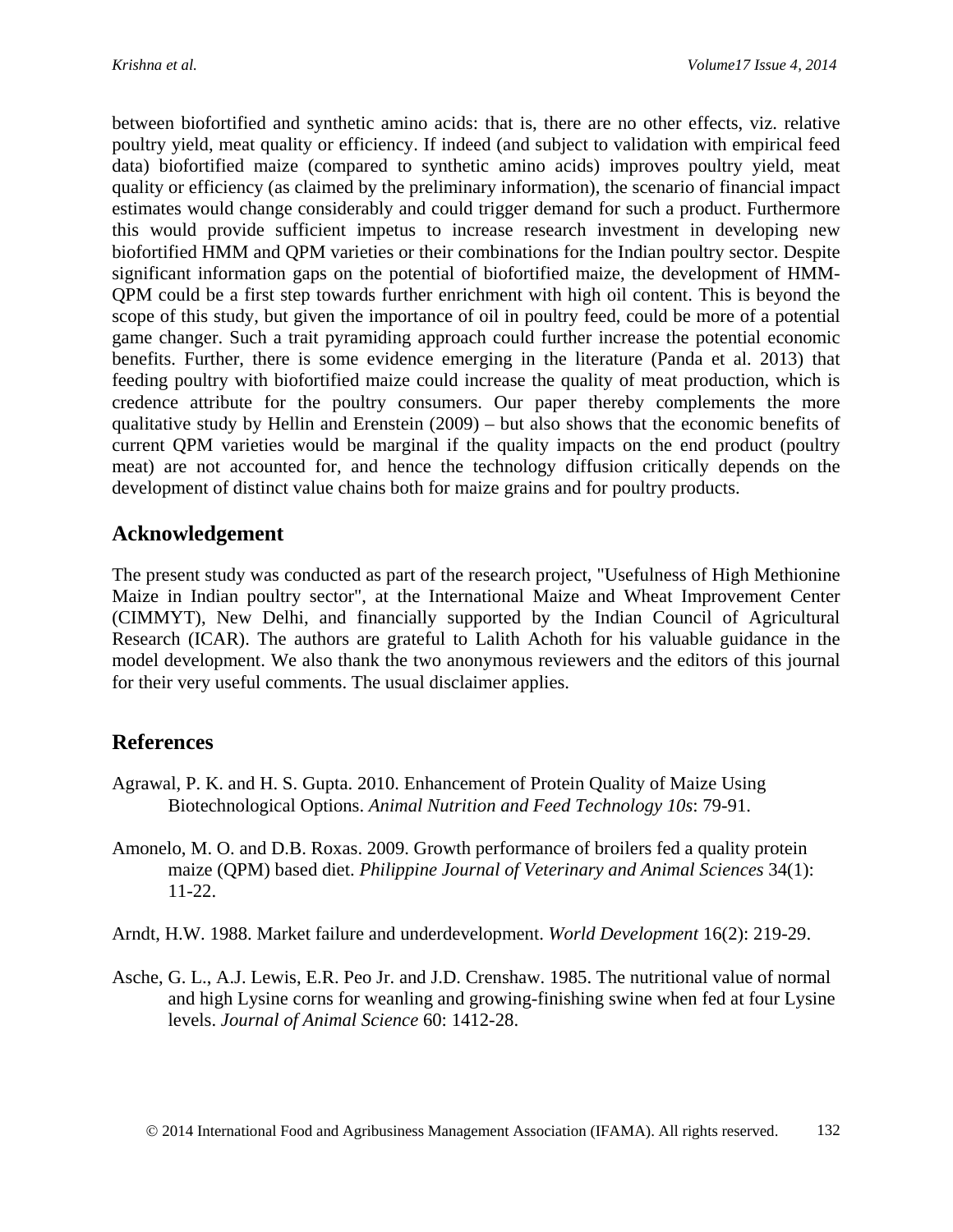between biofortified and synthetic amino acids: that is, there are no other effects, viz. relative poultry yield, meat quality or efficiency. If indeed (and subject to validation with empirical feed data) biofortified maize (compared to synthetic amino acids) improves poultry yield, meat quality or efficiency (as claimed by the preliminary information), the scenario of financial impact estimates would change considerably and could trigger demand for such a product. Furthermore this would provide sufficient impetus to increase research investment in developing new biofortified HMM and QPM varieties or their combinations for the Indian poultry sector. Despite significant information gaps on the potential of biofortified maize, the development of HMM-QPM could be a first step towards further enrichment with high oil content. This is beyond the scope of this study, but given the importance of oil in poultry feed, could be more of a potential game changer. Such a trait pyramiding approach could further increase the potential economic benefits. Further, there is some evidence emerging in the literature (Panda et al. 2013) that feeding poultry with biofortified maize could increase the quality of meat production, which is credence attribute for the poultry consumers. Our paper thereby complements the more qualitative study by Hellin and Erenstein (2009) – but also shows that the economic benefits of current QPM varieties would be marginal if the quality impacts on the end product (poultry meat) are not accounted for, and hence the technology diffusion critically depends on the development of distinct value chains both for maize grains and for poultry products.

## Acknowledgement

The present study was conducted as part of the research project, "Usefulness of High Methionine Maize in Indian poultry sector", at the International Maize and Wheat Improvement Center (CIMMYT), New Delhi, and financially supported by the Indian Council of Agricultural Research (ICAR). The authors are grateful to Lalith Achoth for his valuable guidance in the model development. We also thank the two anonymous reviewers and the editors of this journal for their very useful comments. The usual disclaimer applies.

## References

Agrawal, P. K. and H. S. Gupta. 2010. Enhancement of Protein Quality of Maize Using Biotechnological Options. *Animal Nutrition and Feed Technology 10s*: 79-91.

Amonelo, M. O. and D.B. Roxas. 2009. Growth performance of broilers fed a quality protein maize (QPM) based diet. *Philippine Journal of Veterinary and Animal Sciences* 34(1): 11-22.

Arndt, H.W. 1988. Market failure and underdevelopment. *World Development* 16(2): 219-29.

Asche, G. L., A.J. Lewis, E.R. Peo Jr. and J.D. Crenshaw. 1985. The nutritional value of normal and high Lysine corns for weanling and growing-finishing swine when fed at four Lysine levels. *Journal of Animal Science* 60: 1412-28.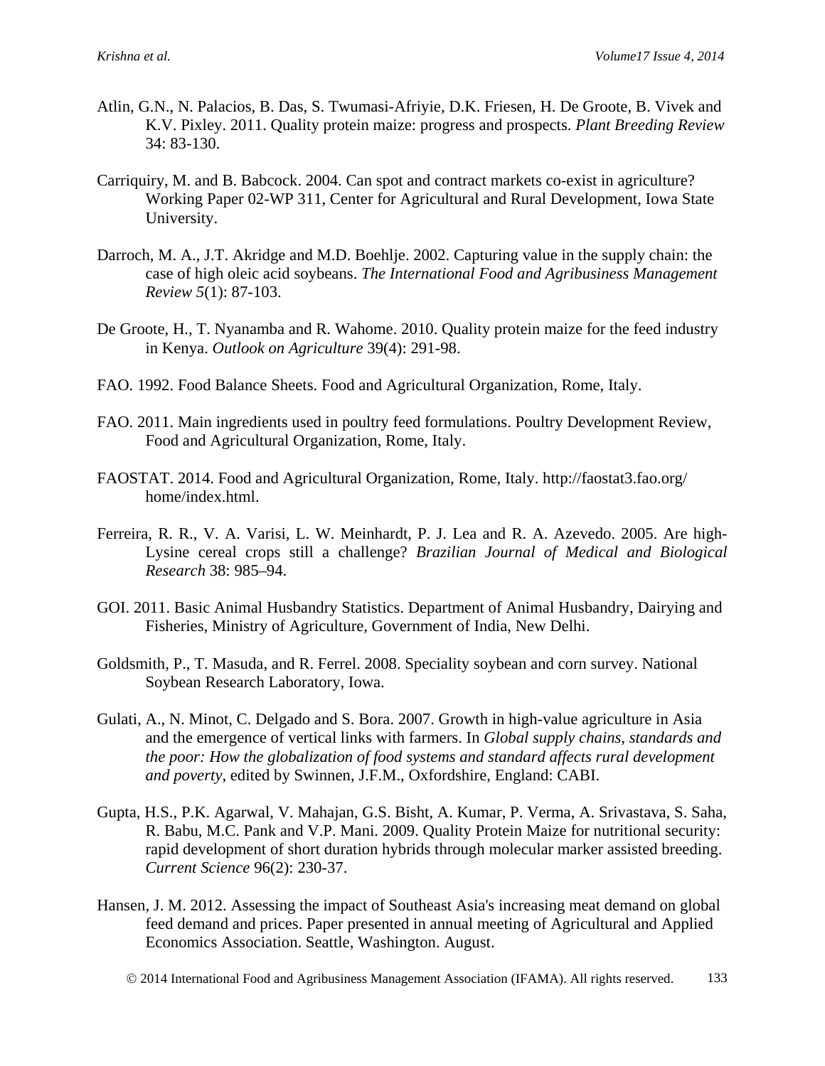Atlin, G.N., N. Palacios, B. Das, S. Twumasi-Afriyie, D.K. Friesen, H. De Groote, B. Vivek and K.V. Pixley. 2011. Quality protein maize: progress and prospects. *Plant Breeding Review* 34: 83-130.

Carriquiry, M. and B. Babcock. 2004. Can spot and contract markets co-exist in agriculture? Working Paper 02-WP 311, Center for Agricultural and Rural Development, Iowa State University.

Darroch, M. A., J.T. Akridge and M.D. Boehlje. 2002. Capturing value in the supply chain: the case of high oleic acid soybeans. *The International Food and Agribusiness Management Review 5*(1): 87-103.

De Groote, H., T. Nyanamba and R. Wahome. 2010. Quality protein maize for the feed industry in Kenya. *Outlook on Agriculture* 39(4): 291-98.

FAO. 1992. Food Balance Sheets. Food and Agricultural Organization, Rome, Italy.

FAO. 2011. Main ingredients used in poultry feed formulations. Poultry Development Review, Food and Agricultural Organization, Rome, Italy.

FAOSTAT. 2014. Food and Agricultural Organization, Rome, Italy. http://faostat3.fao.org/home/index.html.

Ferreira, R. R., V. A. Varisi, L. W. Meinhardt, P. J. Lea and R. A. Azevedo. 2005. Are high-Lysine cereal crops still a challenge? *Brazilian Journal of Medical and Biological Research* 38: 985–94.

GOI. 2011. Basic Animal Husbandry Statistics. Department of Animal Husbandry, Dairying and Fisheries, Ministry of Agriculture, Government of India, New Delhi.

Goldsmith, P., T. Masuda, and R. Ferrel. 2008. Speciality soybean and corn survey. National Soybean Research Laboratory, Iowa.

Gulati, A., N. Minot, C. Delgado and S. Bora. 2007. Growth in high-value agriculture in Asia and the emergence of vertical links with farmers. In *Global supply chains, standards and the poor: How the globalization of food systems and standard affects rural development and poverty,* edited by Swinnen, J.F.M., Oxfordshire, England: CABI.

Gupta, H.S., P.K. Agarwal, V. Mahajan, G.S. Bisht, A. Kumar, P. Verma, A. Srivastava, S. Saha, R. Babu, M.C. Pank and V.P. Mani. 2009. Quality Protein Maize for nutritional security: rapid development of short duration hybrids through molecular marker assisted breeding. *Current Science* 96(2): 230-37.

Hansen, J. M. 2012. Assessing the impact of Southeast Asia's increasing meat demand on global feed demand and prices. Paper presented in annual meeting of Agricultural and Applied Economics Association. Seattle, Washington. August.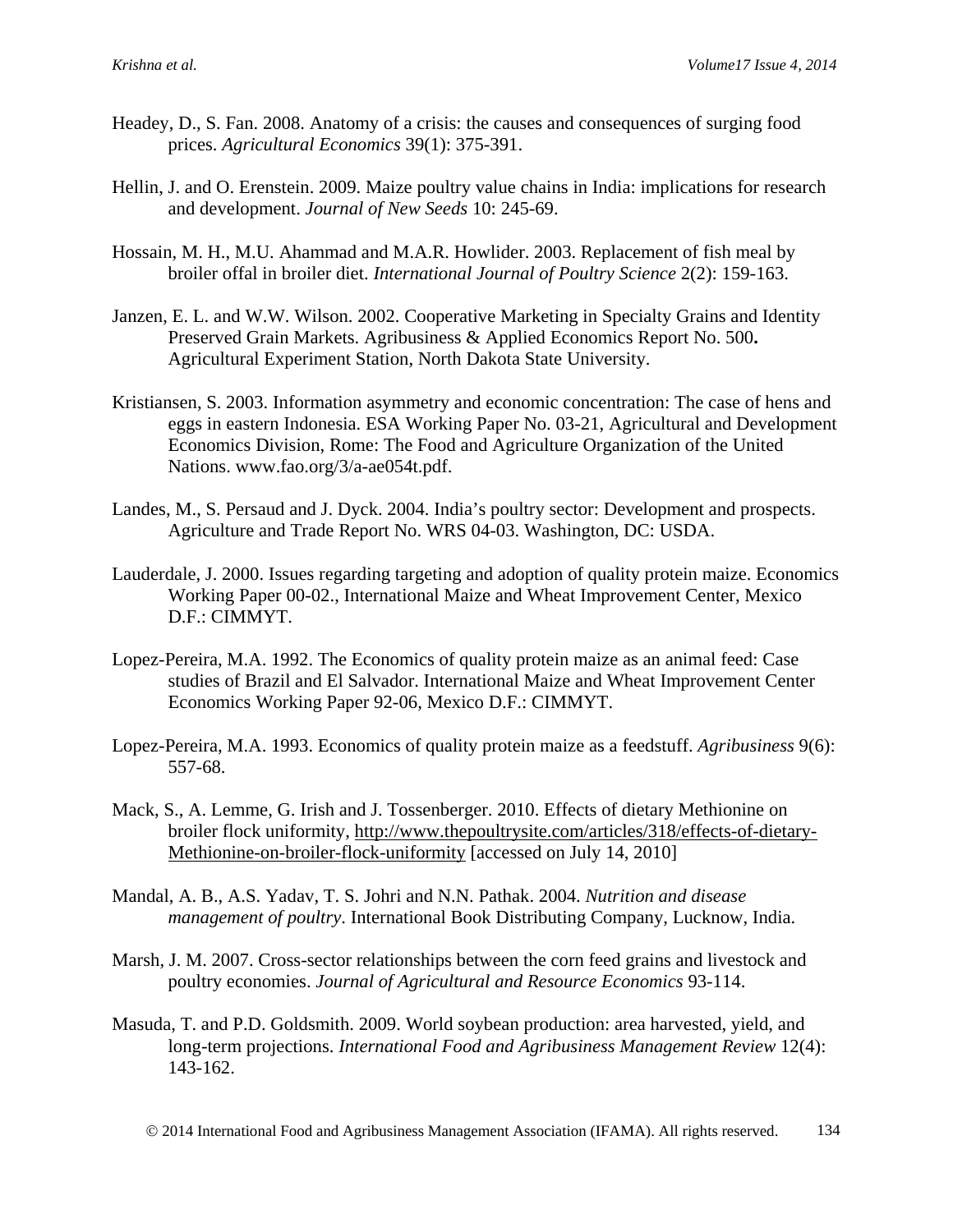Headey, D., S. Fan. 2008. Anatomy of a crisis: the causes and consequences of surging food prices. *Agricultural Economics* 39(1): 375-391.

Hellin, J. and O. Erenstein. 2009. Maize poultry value chains in India: implications for research and development. *Journal of New Seeds* 10: 245-69.

Hossain, M. H., M.U. Ahammad and M.A.R. Howlider. 2003. Replacement of fish meal by broiler offal in broiler diet. *International Journal of Poultry Science* 2(2): 159-163.

Janzen, E. L. and W.W. Wilson. 2002. Cooperative Marketing in Specialty Grains and Identity Preserved Grain Markets. Agribusiness & Applied Economics Report No. 500**.** Agricultural Experiment Station, North Dakota State University.

Kristiansen, S. 2003. Information asymmetry and economic concentration: The case of hens and eggs in eastern Indonesia. ESA Working Paper No. 03-21, Agricultural and Development Economics Division, Rome: The Food and Agriculture Organization of the United Nations. www.fao.org/3/a-ae054t.pdf.

Landes, M., S. Persaud and J. Dyck. 2004. India's poultry sector: Development and prospects. Agriculture and Trade Report No. WRS 04-03. Washington, DC: USDA.

Lauderdale, J. 2000. Issues regarding targeting and adoption of quality protein maize. Economics Working Paper 00-02., International Maize and Wheat Improvement Center, Mexico D.F.: CIMMYT.

Lopez-Pereira, M.A. 1992. The Economics of quality protein maize as an animal feed: Case studies of Brazil and El Salvador. International Maize and Wheat Improvement Center Economics Working Paper 92-06, Mexico D.F.: CIMMYT.

Lopez-Pereira, M.A. 1993. Economics of quality protein maize as a feedstuff. *Agribusiness* 9(6): 557-68.

Mack, S., A. Lemme, G. Irish and J. Tossenberger. 2010. Effects of dietary Methionine on broiler flock uniformity, http://www.thepoultrysite.com/articles/318/effects-of-dietary-Methionine-on-broiler-flock-uniformity [accessed on July 14, 2010]

Mandal, A. B., A.S. Yadav, T. S. Johri and N.N. Pathak. 2004. *Nutrition and disease management of poultry*. International Book Distributing Company, Lucknow, India.

Marsh, J. M. 2007. Cross-sector relationships between the corn feed grains and livestock and poultry economies. *Journal of Agricultural and Resource Economics* 93-114.

Masuda, T. and P.D. Goldsmith. 2009. World soybean production: area harvested, yield, and long-term projections. *International Food and Agribusiness Management Review* 12(4): 143-162.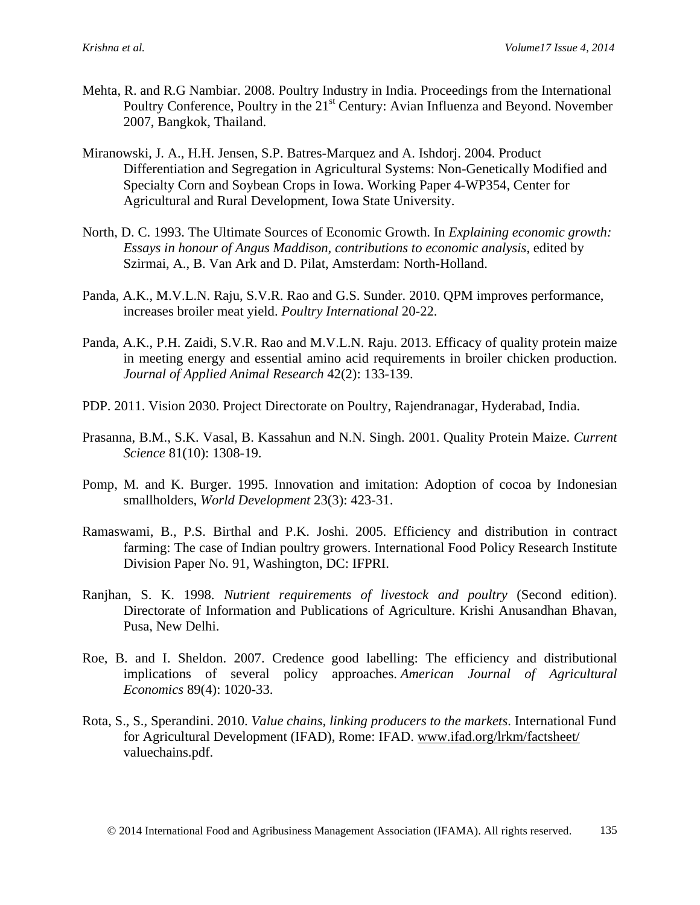Mehta, R. and R.G Nambiar. 2008. Poultry Industry in India. Proceedings from the International Poultry Conference, Poultry in the 21st Century: Avian Influenza and Beyond. November 2007, Bangkok, Thailand.

Miranowski, J. A., H.H. Jensen, S.P. Batres-Marquez and A. Ishdorj. 2004. Product Differentiation and Segregation in Agricultural Systems: Non-Genetically Modified and Specialty Corn and Soybean Crops in Iowa. Working Paper 4-WP354, Center for Agricultural and Rural Development, Iowa State University.

North, D. C. 1993. The Ultimate Sources of Economic Growth. In *Explaining economic growth: Essays in honour of Angus Maddison, contributions to economic analysis*, edited by Szirmai, A., B. Van Ark and D. Pilat, Amsterdam: North-Holland.

Panda, A.K., M.V.L.N. Raju, S.V.R. Rao and G.S. Sunder. 2010. QPM improves performance, increases broiler meat yield. *Poultry International* 20-22.

Panda, A.K., P.H. Zaidi, S.V.R. Rao and M.V.L.N. Raju. 2013. Efficacy of quality protein maize in meeting energy and essential amino acid requirements in broiler chicken production. *Journal of Applied Animal Research* 42(2): 133-139.

PDP. 2011. Vision 2030. Project Directorate on Poultry, Rajendranagar, Hyderabad, India.

Prasanna, B.M., S.K. Vasal, B. Kassahun and N.N. Singh. 2001. Quality Protein Maize. *Current Science* 81(10): 1308-19.

Pomp, M. and K. Burger. 1995. Innovation and imitation: Adoption of cocoa by Indonesian smallholders, *World Development* 23(3): 423-31.

Ramaswami, B., P.S. Birthal and P.K. Joshi. 2005. Efficiency and distribution in contract farming: The case of Indian poultry growers. International Food Policy Research Institute Division Paper No. 91, Washington, DC: IFPRI.

Ranjhan, S. K. 1998. *Nutrient requirements of livestock and poultry* (Second edition). Directorate of Information and Publications of Agriculture. Krishi Anusandhan Bhavan, Pusa, New Delhi.

Roe, B. and I. Sheldon. 2007. Credence good labelling: The efficiency and distributional implications of several policy approaches. *American Journal of Agricultural Economics* 89(4): 1020-33.

Rota, S., S., Sperandini. 2010. *Value chains, linking producers to the markets*. International Fund for Agricultural Development (IFAD), Rome: IFAD. www.ifad.org/lrkm/factsheet/ valuechains.pdf.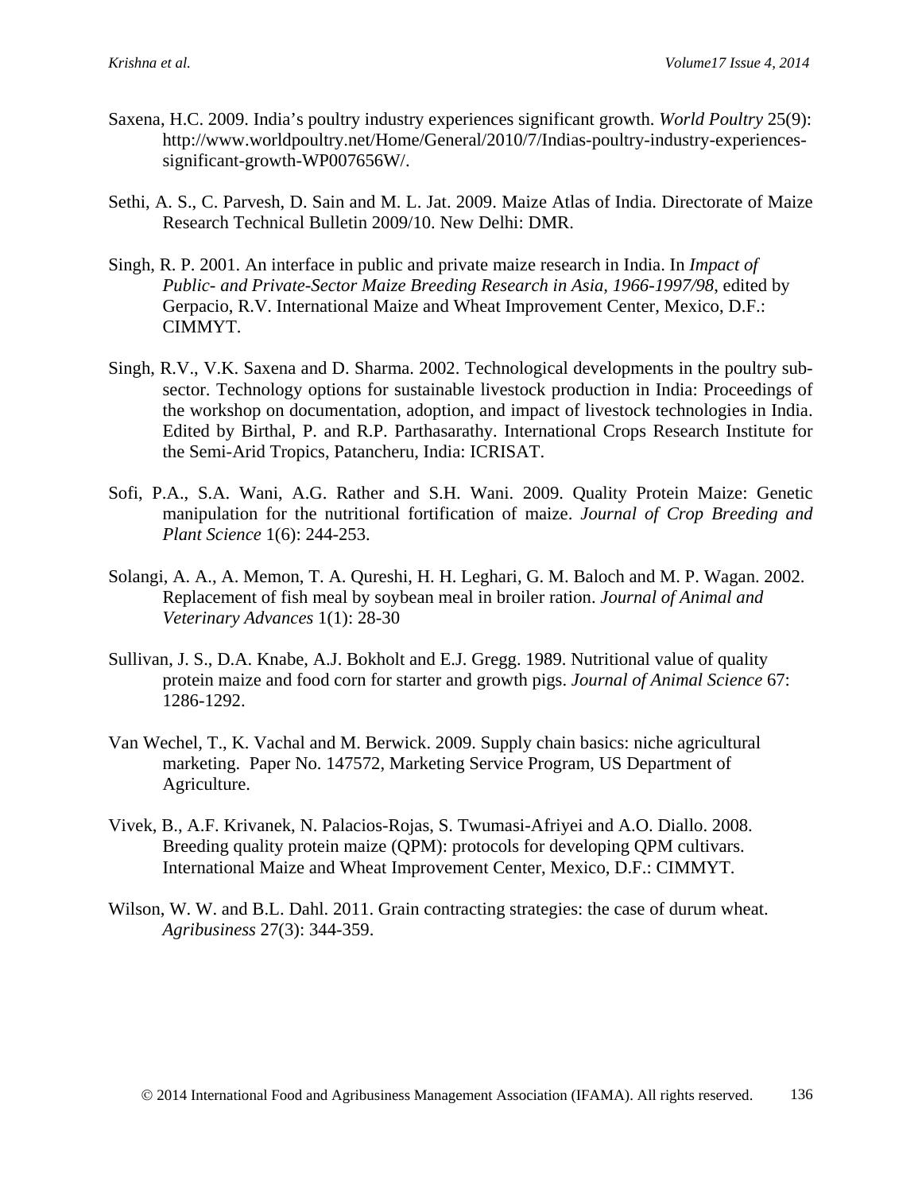Saxena, H.C. 2009. India's poultry industry experiences significant growth. *World Poultry* 25(9): http://www.worldpoultry.net/Home/General/2010/7/Indias-poultry-industry-experiences-significant-growth-WP007656W/.

Sethi, A. S., C. Parvesh, D. Sain and M. L. Jat. 2009. Maize Atlas of India. Directorate of Maize Research Technical Bulletin 2009/10. New Delhi: DMR.

Singh, R. P. 2001. An interface in public and private maize research in India. In *Impact of Public- and Private-Sector Maize Breeding Research in Asia, 1966-1997/98*, edited by Gerpacio, R.V. International Maize and Wheat Improvement Center, Mexico, D.F.: CIMMYT.

Singh, R.V., V.K. Saxena and D. Sharma. 2002. Technological developments in the poultry sub-sector. Technology options for sustainable livestock production in India: Proceedings of the workshop on documentation, adoption, and impact of livestock technologies in India. Edited by Birthal, P. and R.P. Parthasarathy. International Crops Research Institute for the Semi-Arid Tropics, Patancheru, India: ICRISAT.

Sofi, P.A., S.A. Wani, A.G. Rather and S.H. Wani. 2009. Quality Protein Maize: Genetic manipulation for the nutritional fortification of maize. *Journal of Crop Breeding and Plant Science* 1(6): 244-253.

Solangi, A. A., A. Memon, T. A. Qureshi, H. H. Leghari, G. M. Baloch and M. P. Wagan. 2002. Replacement of fish meal by soybean meal in broiler ration. *Journal of Animal and Veterinary Advances* 1(1): 28-30

Sullivan, J. S., D.A. Knabe, A.J. Bokholt and E.J. Gregg. 1989. Nutritional value of quality protein maize and food corn for starter and growth pigs. *Journal of Animal Science* 67: 1286-1292.

Van Wechel, T., K. Vachal and M. Berwick. 2009. Supply chain basics: niche agricultural marketing. Paper No. 147572, Marketing Service Program, US Department of Agriculture.

Vivek, B., A.F. Krivanek, N. Palacios-Rojas, S. Twumasi-Afriyei and A.O. Diallo. 2008. Breeding quality protein maize (QPM): protocols for developing QPM cultivars. International Maize and Wheat Improvement Center, Mexico, D.F.: CIMMYT.

Wilson, W. W. and B.L. Dahl. 2011. Grain contracting strategies: the case of durum wheat. *Agribusiness* 27(3): 344-359.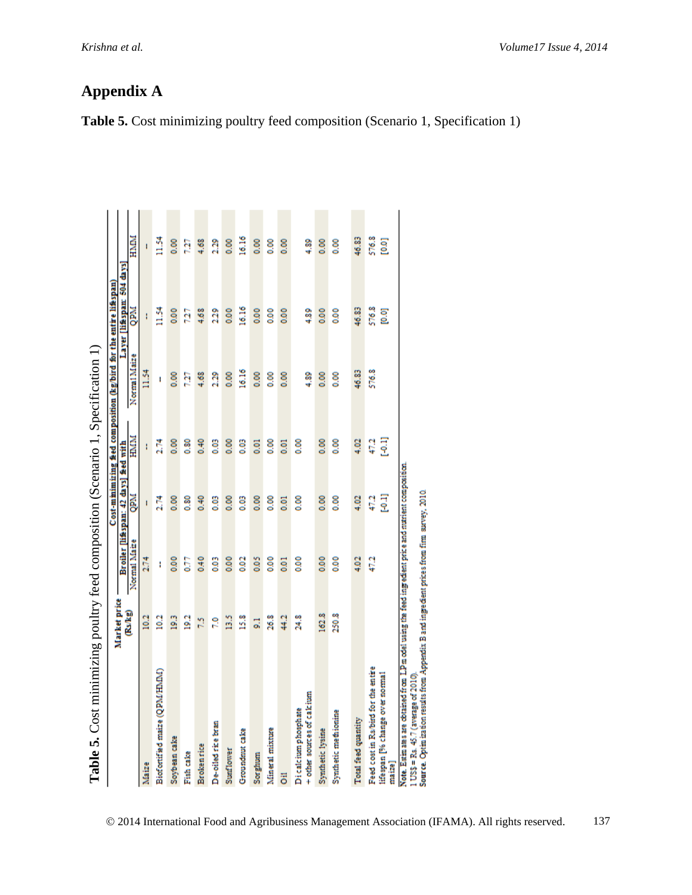## Appendix A

**Table 5.** Cost minimizing poultry feed composition (Scenario 1, Specification 1)

| | Market price (Rs/kg) | Cost-minimizing feed composition (kg/bird for the entire lifespan) | | | | | |
|---|---|---|---|---|---|---|---|
| | | Broiler [lifespan: 42 days] feed with | | | Layer [lifespan: 504 days] | | |
| | | Normal Maize | QPM | HMM | Normal Maize | QPM | HMM |
| Maize | 10.2 | 2.74 | -- | -- | 11.54 | -- | -- |
| Biofortified maize (QPM/HMM) | 10.2 | -- | 2.74 | 2.74 | -- | 11.54 | 11.54 |
| Soybean cake | 19.3 | 0.00 | 0.00 | 0.00 | 0.00 | 0.00 | 0.00 |
| Fish cake | 19.2 | 0.77 | 0.80 | 0.80 | 7.27 | 7.27 | 7.27 |
| Broken rice | 7.5 | 0.40 | 0.40 | 0.40 | 4.68 | 4.68 | 4.68 |
| De-oiled rice bran | 7.0 | 0.03 | 0.03 | 0.03 | 2.29 | 2.29 | 2.29 |
| Sunflower | 13.5 | 0.00 | 0.00 | 0.00 | 0.00 | 0.00 | 0.00 |
| Groundnut cake | 15.8 | 0.02 | 0.03 | 0.03 | 16.16 | 16.16 | 16.16 |
| Sorghum | 9.1 | 0.05 | 0.00 | 0.01 | 0.00 | 0.00 | 0.00 |
| Mineral mixture | 26.8 | 0.00 | 0.00 | 0.00 | 0.00 | 0.00 | 0.00 |
| Oil | 44.2 | 0.01 | 0.01 | 0.01 | 0.00 | 0.00 | 0.00 |
| Di calcium phosphate + other sources of calcium | 24.8 | 0.00 | 0.00 | 0.00 | 4.89 | 4.89 | 4.89 |
| Synthetic lysine | 162.8 | 0.00 | 0.00 | 0.00 | 0.00 | 0.00 | 0.00 |
| Synthetic methionine | 250.8 | 0.00 | 0.00 | 0.00 | 0.00 | 0.00 | 0.00 |
| Total feed quantity | | 4.02 | 4.02 | 4.02 | 46.83 | 46.83 | 46.83 |
| Feed cost in Rs/bird for the entire lifespan [% change over normal maize] | | 47.2 | 47.2 [-0.1] | 47.2 [-0.1] | 576.8 | 576.8 [0.0] | 576.8 [0.0] |

Note. Estimates are obtained from LP model using the feed ingredient price and nutrient composition.
1 US$ = Rs. 45.7 (average of 2010).
Source. Optimization results from Appendix B and ingredient prices from firm survey, 2010.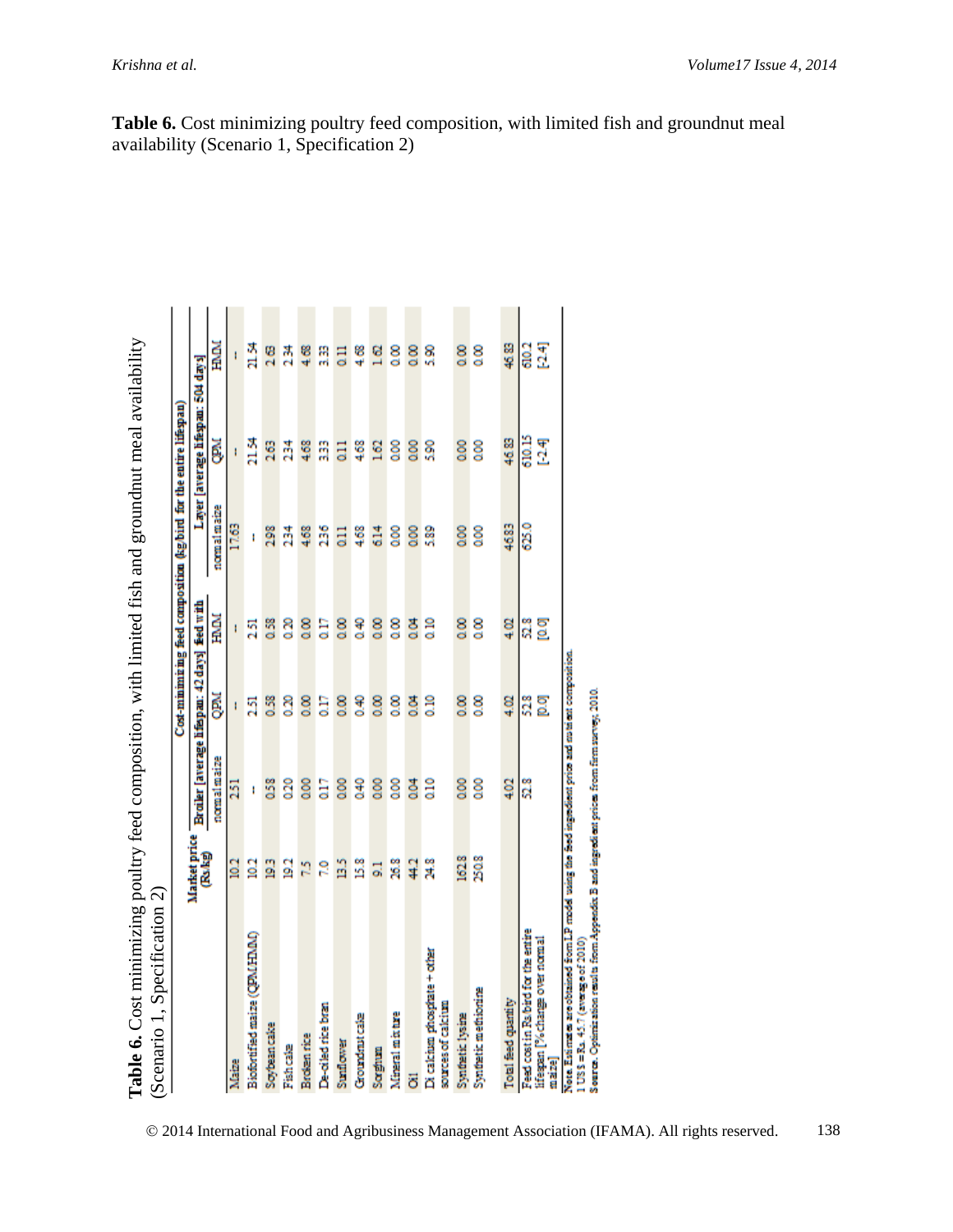**Table 6.** Cost minimizing poultry feed composition, with limited fish and groundnut meal availability (Scenario 1, Specification 2)

| | Market price (Rs/kg) | Cost-minimizing feed composition (kg/bird for the entire lifespan) | | | | | |
|---|---|---|---|---|---|---|---|
| | | Broiler [average lifespan: 42 days] feed with | | | Layer [average lifespan: 504 days] | | |
| | | normal maize | QPM | HMM | normal maize | QPM | HMM |
| Maize | 10.2 | 2.51 | -- | -- | 17.63 | -- | -- |
| Biofortified maize (QPM/HMM) | 10.2 | -- | 2.51 | 2.51 | -- | 21.54 | 21.54 |
| Soybean cake | 19.3 | 0.58 | 0.58 | 0.58 | 2.98 | 2.63 | 2.63 |
| Fish cake | 19.2 | 0.20 | 0.20 | 0.20 | 2.34 | 2.34 | 2.34 |
| Broken rice | 7.5 | 0.00 | 0.00 | 0.00 | 4.68 | 4.68 | 4.68 |
| De-oiled rice bran | 7.0 | 0.17 | 0.17 | 0.17 | 2.36 | 3.33 | 3.33 |
| Sunflower | 13.5 | 0.00 | 0.00 | 0.00 | 0.11 | 0.11 | 0.11 |
| Groundnut cake | 15.8 | 0.40 | 0.40 | 0.40 | 4.68 | 4.68 | 4.68 |
| Sorghum | 9.1 | 0.00 | 0.00 | 0.00 | 6.14 | 1.62 | 1.62 |
| Mineral mixture | 26.8 | 0.00 | 0.00 | 0.00 | 0.00 | 0.00 | 0.00 |
| Oil | 44.2 | 0.04 | 0.04 | 0.04 | 0.00 | 0.00 | 0.00 |
| Di calcium phosphate + other sources of calcium | 24.8 | 0.10 | 0.10 | 0.10 | 5.89 | 5.90 | 5.90 |
| Synthetic lysine | 162.8 | 0.00 | 0.00 | 0.00 | 0.00 | 0.00 | 0.00 |
| Synthetic methionine | 250.8 | 0.00 | 0.00 | 0.00 | 0.00 | 0.00 | 0.00 |
| Total feed quantity | | 4.02 | 4.02 | 4.02 | 46.83 | 46.83 | 46.83 |
| Feed cost in Rs/bird for the entire lifespan [% change over normal maize] | | 52.8 | 52.8 [0.0] | 52.8 [0.0] | 625.0 | 610.15 [-2.4] | 610.2 [-2.4] |

Note. Estimates are obtained from LP model using the feed ingredient price and nutrient composition.
1 US $ = Rs. 45.7 (average of 2010)
Source. Optimization results from Appendix B and ingredient prices from farm survey, 2010.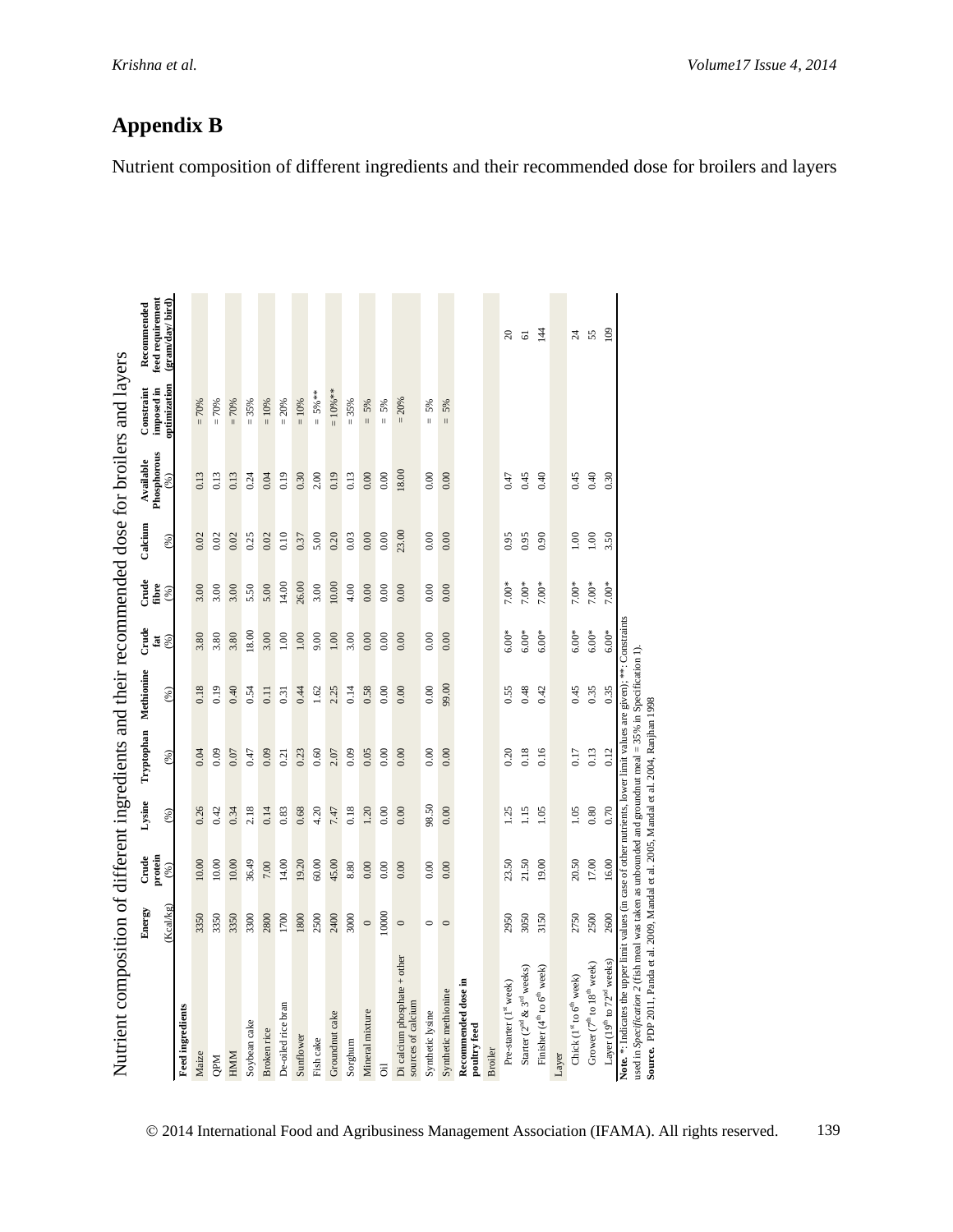## Appendix B

Nutrient composition of different ingredients and their recommended dose for broilers and layers

Nutrient composition of different ingredients and their recommended dose for broilers and layers

| | Energy (Kcal/kg) | Crude protein (%) | Lysine (%) | Tryptophan (%) | Methionine (%) | Crude fat (%) | Crude fibre (%) | Calcium (%) | Available Phosphorous (%) | Constraint imposed in optimization | Recommended feed requirement (gram/day/ bird) |
|---|---|---|---|---|---|---|---|---|---|---|---|
| **Feed ingredients** | | | | | | | | | | | |
| Maize | 3350 | 10.00 | 0.26 | 0.04 | 0.18 | 3.80 | 3.00 | 0.02 | 0.13 | = 70% | |
| QPM | 3350 | 10.00 | 0.42 | 0.09 | 0.19 | 3.80 | 3.00 | 0.02 | 0.13 | = 70% | |
| HMM | 3350 | 10.00 | 0.34 | 0.07 | 0.40 | 3.80 | 3.00 | 0.02 | 0.13 | = 70% | |
| Soybean cake | 3300 | 36.49 | 2.18 | 0.47 | 0.54 | 18.00 | 5.50 | 0.25 | 0.24 | = 35% | |
| Broken rice | 2800 | 7.00 | 0.14 | 0.09 | 0.11 | 3.00 | 5.00 | 0.02 | 0.04 | = 10% | |
| De-oiled rice bran | 1700 | 14.00 | 0.83 | 0.21 | 0.31 | 1.00 | 14.00 | 0.10 | 0.19 | = 20% | |
| Sunflower | 1800 | 19.20 | 0.68 | 0.23 | 0.44 | 1.00 | 26.00 | 0.37 | 0.30 | = 10% | |
| Fish cake | 2500 | 60.00 | 4.20 | 0.60 | 1.62 | 9.00 | 3.00 | 5.00 | 2.00 | = 5%** | |
| Groundnut cake | 2400 | 45.00 | 7.47 | 2.07 | 2.25 | 1.00 | 10.00 | 0.20 | 0.19 | = 10%** | |
| Sorghum | 3000 | 8.80 | 0.18 | 0.09 | 0.14 | 3.00 | 4.00 | 0.03 | 0.13 | = 35% | |
| Mineral mixture | 0 | 0.00 | 1.20 | 0.05 | 0.58 | 0.00 | 0.00 | 0.00 | 0.00 | = 5% | |
| Oil | 10000 | 0.00 | 0.00 | 0.00 | 0.00 | 0.00 | 0.00 | 0.00 | 0.00 | = 5% | |
| Di calcium phosphate + other sources of calcium | 0 | 0.00 | 0.00 | 0.00 | 0.00 | 0.00 | 0.00 | 23.00 | 18.00 | = 20% | |
| Synthetic lysine | 0 | 0.00 | 98.50 | 0.00 | 0.00 | 0.00 | 0.00 | 0.00 | 0.00 | = 5% | |
| Synthetic methionine | 0 | 0.00 | 0.00 | 0.00 | 99.00 | 0.00 | 0.00 | 0.00 | 0.00 | = 5% | |
| **Recommended dose in poultry feed** | | | | | | | | | | | |
| Broiler | | | | | | | | | | | |
| Pre-starter (1st week) | 2950 | 23.50 | 1.25 | 0.20 | 0.55 | 6.00* | 7.00* | 0.95 | 0.47 | | 20 |
| Starter (2nd & 3rd weeks) | 3050 | 21.50 | 1.15 | 0.18 | 0.48 | 6.00* | 7.00* | 0.95 | 0.45 | | 61 |
| Finisher (4th to 6th week) | 3150 | 19.00 | 1.05 | 0.16 | 0.42 | 6.00* | 7.00* | 0.90 | 0.40 | | 144 |
| Layer | | | | | | | | | | | |
| Chick (1st to 6th week) | 2750 | 20.50 | 1.05 | 0.17 | 0.45 | 6.00* | 7.00* | 1.00 | 0.45 | | 24 |
| Grower (7th to 18th week) | 2500 | 17.00 | 0.80 | 0.13 | 0.35 | 6.00* | 7.00* | 1.00 | 0.40 | | 55 |
| Layer (19th to 72nd weeks) | 2600 | 16.00 | 0.70 | 0.12 | 0.35 | 6.00* | 7.00* | 3.50 | 0.30 | | 109 |

**Note.** *: Indicates the upper limit values (in case of other nutrients, lower limit values are given); **: Constraints used in *Specification 2* (fish meal was taken as unbounded and groundnut meal = 35% in Specification 1).

**Source.** PDP 2011, Panda et al. 2009, Mandal et al. 2005, Mandal et al. 2004, Ranjhan 1998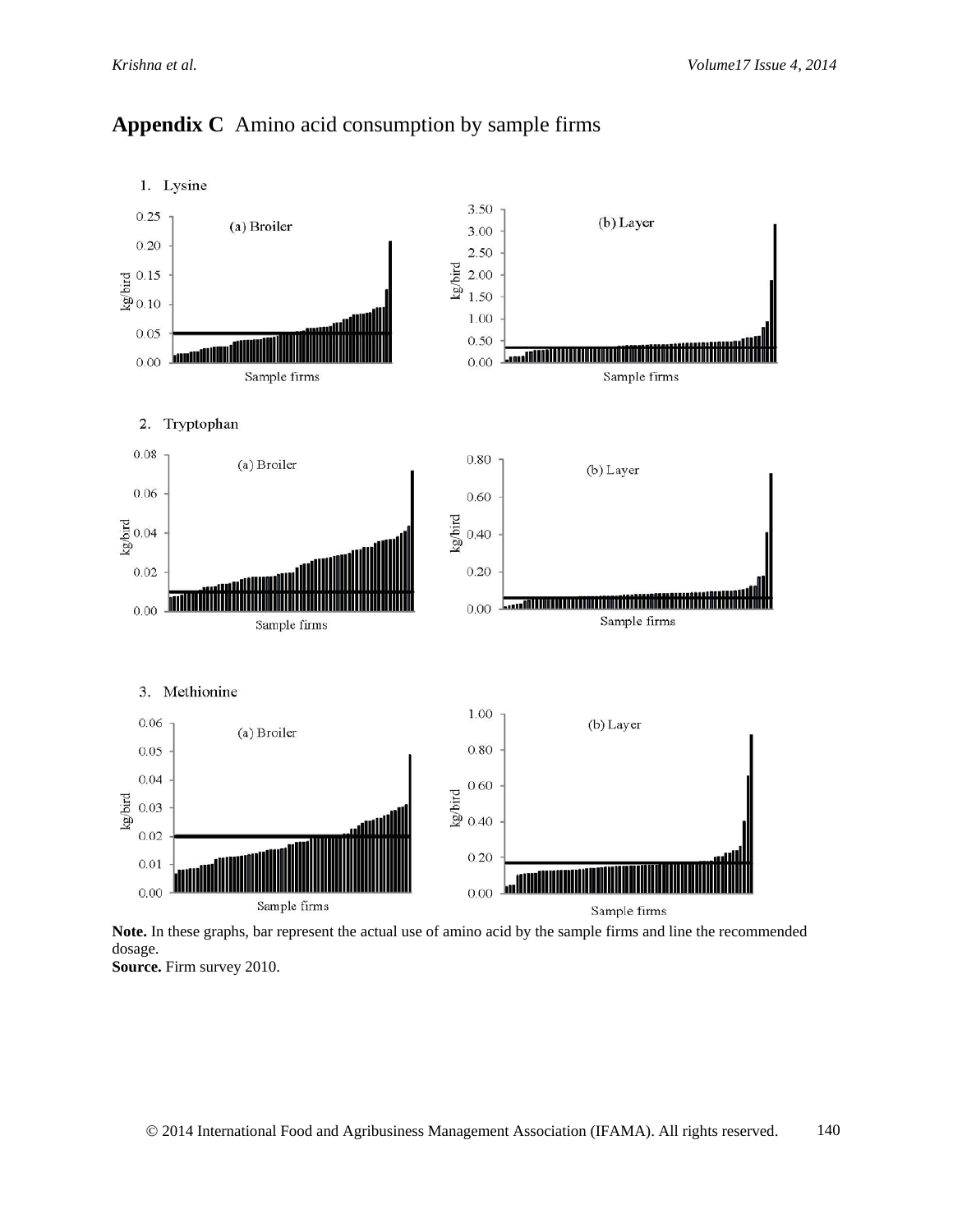## Appendix C Amino acid consumption by sample firms

1. Lysine

(a) Broiler

kg/bird

0.25
0.20
0.15
0.10
0.05
0.00

Sample firms

(b) Layer

kg/bird

3.50
3.00
2.50
2.00
1.50
1.00
0.50
0.00

Sample firms

2. Tryptophan

(a) Broiler

kg/bird

0.08
0.06
0.04
0.02
0.00

Sample firms

(b) Layer

kg/bird

0.80
0.60
0.40
0.20
0.00

Sample firms

3. Methionine

(a) Broiler

kg/bird

0.06
0.05
0.04
0.03
0.02
0.01
0.00

Sample firms

(b) Layer

kg/bird

1.00
0.80
0.60
0.40
0.20
0.00

Sample firms

**Note.** In these graphs, bar represent the actual use of amino acid by the sample firms and line the recommended dosage.
**Source.** Firm survey 2010.